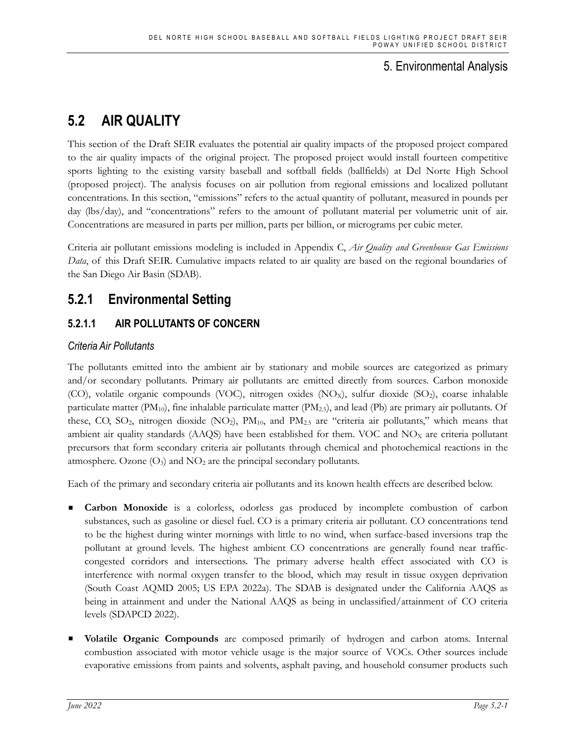# 5. Environmental Analysis

## 5.2 AIR QUALITY

This section of the Draft SEIR evaluates the potential air quality impacts of the proposed project compared to the air quality impacts of the original project. The proposed project would install fourteen competitive sports lighting to the existing varsity baseball and softball fields (ballfields) at Del Norte High School (proposed project). The analysis focuses on air pollution from regional emissions and localized pollutant concentrations. In this section, "emissions" refers to the actual quantity of pollutant, measured in pounds per day (lbs/day), and "concentrations" refers to the amount of pollutant material per volumetric unit of air. Concentrations are measured in parts per million, parts per billion, or micrograms per cubic meter.

Criteria air pollutant emissions modeling is included in Appendix C, *Air Quality and Greenhouse Gas Emissions Data*, of this Draft SEIR. Cumulative impacts related to air quality are based on the regional boundaries of the San Diego Air Basin (SDAB).

## 5.2.1 Environmental Setting

### 5.2.1.1 AIR POLLUTANTS OF CONCERN

#### *Criteria Air Pollutants*

The pollutants emitted into the ambient air by stationary and mobile sources are categorized as primary and/or secondary pollutants. Primary air pollutants are emitted directly from sources. Carbon monoxide (CO), volatile organic compounds (VOC), nitrogen oxides ($NO_X$), sulfur dioxide ($SO_2$), coarse inhalable particulate matter ($PM_{10}$), fine inhalable particulate matter ($PM_{2.5}$), and lead (Pb) are primary air pollutants. Of these, CO, $SO_2$, nitrogen dioxide ($NO_2$), $PM_{10}$, and $PM_{2.5}$ are "criteria air pollutants," which means that ambient air quality standards (AAQS) have been established for them. VOC and $NO_X$ are criteria pollutant precursors that form secondary criteria air pollutants through chemical and photochemical reactions in the atmosphere. Ozone ($O_3$) and $NO_2$ are the principal secondary pollutants.

Each of the primary and secondary criteria air pollutants and its known health effects are described below.

- **Carbon Monoxide** is a colorless, odorless gas produced by incomplete combustion of carbon substances, such as gasoline or diesel fuel. CO is a primary criteria air pollutant. CO concentrations tend to be the highest during winter mornings with little to no wind, when surface-based inversions trap the pollutant at ground levels. The highest ambient CO concentrations are generally found near traffic-congested corridors and intersections. The primary adverse health effect associated with CO is interference with normal oxygen transfer to the blood, which may result in tissue oxygen deprivation (South Coast AQMD 2005; US EPA 2022a). The SDAB is designated under the California AAQS as being in attainment and under the National AAQS as being in unclassified/attainment of CO criteria levels (SDAPCD 2022).

- **Volatile Organic Compounds** are composed primarily of hydrogen and carbon atoms. Internal combustion associated with motor vehicle usage is the major source of VOCs. Other sources include evaporative emissions from paints and solvents, asphalt paving, and household consumer products such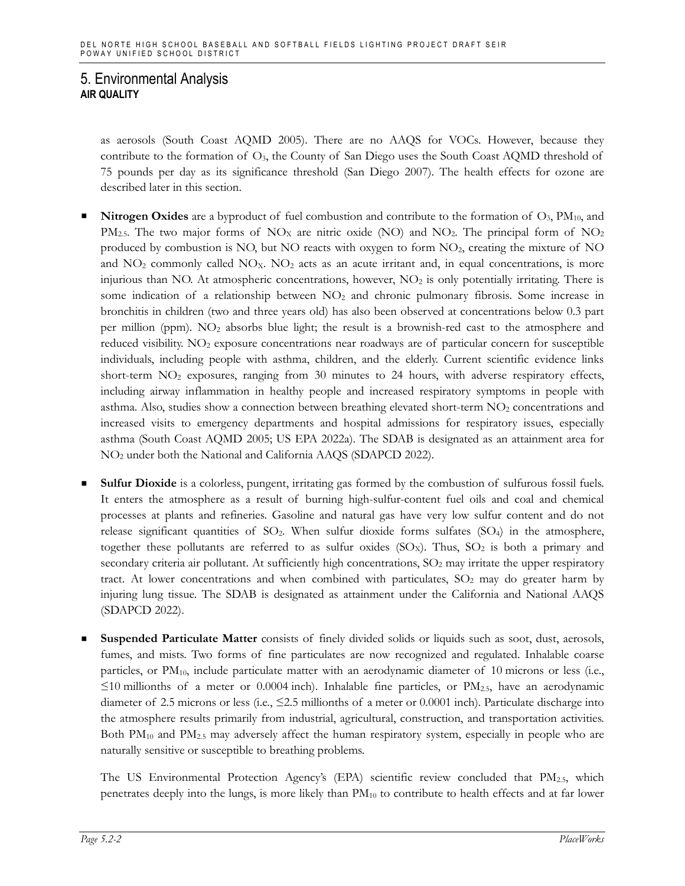# 5. Environmental Analysis

## AIR QUALITY

as aerosols (South Coast AQMD 2005). There are no AAQS for VOCs. However, because they contribute to the formation of $O_3$, the County of San Diego uses the South Coast AQMD threshold of 75 pounds per day as its significance threshold (San Diego 2007). The health effects for ozone are described later in this section.

- **Nitrogen Oxides** are a byproduct of fuel combustion and contribute to the formation of $O_3$, $PM_{10}$, and $PM_{2.5}$. The two major forms of $NO_X$ are nitric oxide (NO) and $NO_2$. The principal form of $NO_2$ produced by combustion is NO, but NO reacts with oxygen to form $NO_2$, creating the mixture of NO and $NO_2$ commonly called $NO_X$. $NO_2$ acts as an acute irritant and, in equal concentrations, is more injurious than NO. At atmospheric concentrations, however, $NO_2$ is only potentially irritating. There is some indication of a relationship between $NO_2$ and chronic pulmonary fibrosis. Some increase in bronchitis in children (two and three years old) has also been observed at concentrations below 0.3 part per million (ppm). $NO_2$ absorbs blue light; the result is a brownish-red cast to the atmosphere and reduced visibility. $NO_2$ exposure concentrations near roadways are of particular concern for susceptible individuals, including people with asthma, children, and the elderly. Current scientific evidence links short-term $NO_2$ exposures, ranging from 30 minutes to 24 hours, with adverse respiratory effects, including airway inflammation in healthy people and increased respiratory symptoms in people with asthma. Also, studies show a connection between breathing elevated short-term $NO_2$ concentrations and increased visits to emergency departments and hospital admissions for respiratory issues, especially asthma (South Coast AQMD 2005; US EPA 2022a). The SDAB is designated as an attainment area for $NO_2$ under both the National and California AAQS (SDAPCD 2022).

- **Sulfur Dioxide** is a colorless, pungent, irritating gas formed by the combustion of sulfurous fossil fuels. It enters the atmosphere as a result of burning high-sulfur-content fuel oils and coal and chemical processes at plants and refineries. Gasoline and natural gas have very low sulfur content and do not release significant quantities of $SO_2$. When sulfur dioxide forms sulfates ($SO_4$) in the atmosphere, together these pollutants are referred to as sulfur oxides ($SO_X$). Thus, $SO_2$ is both a primary and secondary criteria air pollutant. At sufficiently high concentrations, $SO_2$ may irritate the upper respiratory tract. At lower concentrations and when combined with particulates, $SO_2$ may do greater harm by injuring lung tissue. The SDAB is designated as attainment under the California and National AAQS (SDAPCD 2022).

- **Suspended Particulate Matter** consists of finely divided solids or liquids such as soot, dust, aerosols, fumes, and mists. Two forms of fine particulates are now recognized and regulated. Inhalable coarse particles, or $PM_{10}$, include particulate matter with an aerodynamic diameter of 10 microns or less (i.e., ≤10 millionths of a meter or 0.0004 inch). Inhalable fine particles, or $PM_{2.5}$, have an aerodynamic diameter of 2.5 microns or less (i.e., ≤2.5 millionths of a meter or 0.0001 inch). Particulate discharge into the atmosphere results primarily from industrial, agricultural, construction, and transportation activities. Both $PM_{10}$ and $PM_{2.5}$ may adversely affect the human respiratory system, especially in people who are naturally sensitive or susceptible to breathing problems.

  The US Environmental Protection Agency's (EPA) scientific review concluded that $PM_{2.5}$, which penetrates deeply into the lungs, is more likely than $PM_{10}$ to contribute to health effects and at far lower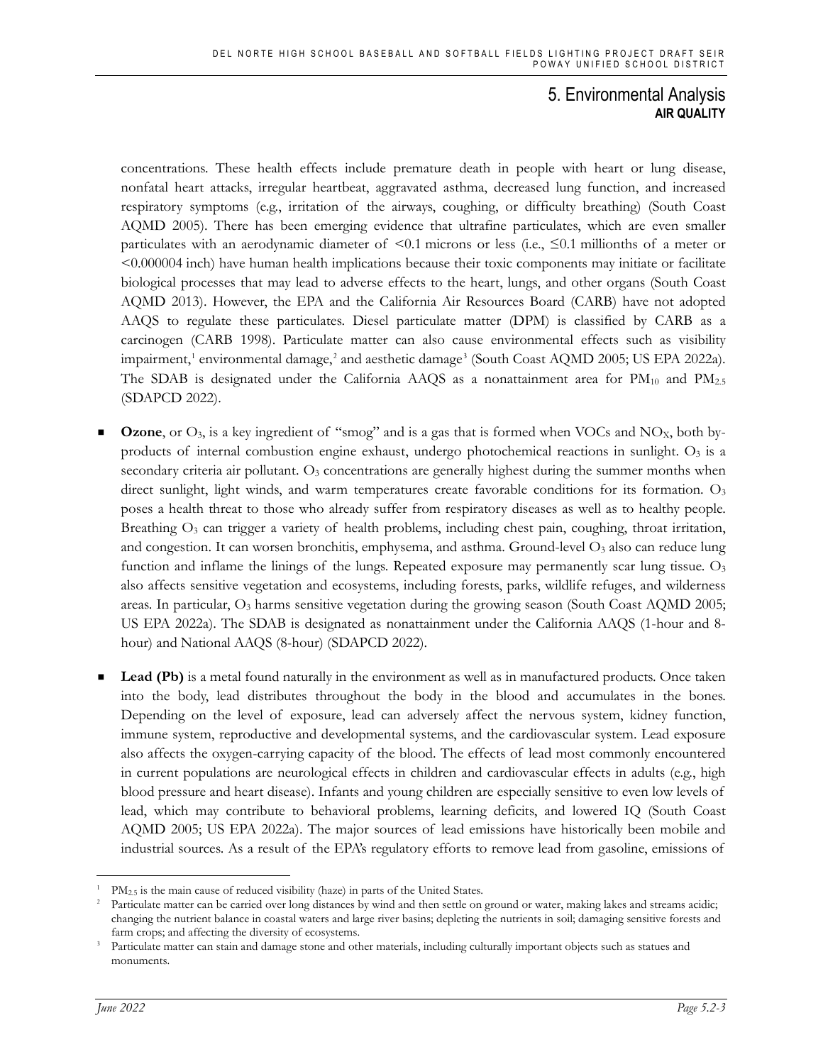concentrations. These health effects include premature death in people with heart or lung disease, nonfatal heart attacks, irregular heartbeat, aggravated asthma, decreased lung function, and increased respiratory symptoms (e.g., irritation of the airways, coughing, or difficulty breathing) (South Coast AQMD 2005). There has been emerging evidence that ultrafine particulates, which are even smaller particulates with an aerodynamic diameter of <0.1 microns or less (i.e., ≤0.1 millionths of a meter or <0.000004 inch) have human health implications because their toxic components may initiate or facilitate biological processes that may lead to adverse effects to the heart, lungs, and other organs (South Coast AQMD 2013). However, the EPA and the California Air Resources Board (CARB) have not adopted AAQS to regulate these particulates. Diesel particulate matter (DPM) is classified by CARB as a carcinogen (CARB 1998). Particulate matter can also cause environmental effects such as visibility impairment,[1] environmental damage,[2] and aesthetic damage[3] (South Coast AQMD 2005; US EPA 2022a). The SDAB is designated under the California AAQS as a nonattainment area for $PM_{10}$ and $PM_{2.5}$ (SDAPCD 2022).

- **Ozone**, or $O_3$, is a key ingredient of "smog" and is a gas that is formed when VOCs and $NO_X$, both by-products of internal combustion engine exhaust, undergo photochemical reactions in sunlight. $O_3$ is a secondary criteria air pollutant. $O_3$ concentrations are generally highest during the summer months when direct sunlight, light winds, and warm temperatures create favorable conditions for its formation. $O_3$ poses a health threat to those who already suffer from respiratory diseases as well as to healthy people. Breathing $O_3$ can trigger a variety of health problems, including chest pain, coughing, throat irritation, and congestion. It can worsen bronchitis, emphysema, and asthma. Ground-level $O_3$ also can reduce lung function and inflame the linings of the lungs. Repeated exposure may permanently scar lung tissue. $O_3$ also affects sensitive vegetation and ecosystems, including forests, parks, wildlife refuges, and wilderness areas. In particular, $O_3$ harms sensitive vegetation during the growing season (South Coast AQMD 2005; US EPA 2022a). The SDAB is designated as nonattainment under the California AAQS (1-hour and 8-hour) and National AAQS (8-hour) (SDAPCD 2022).

- **Lead (Pb)** is a metal found naturally in the environment as well as in manufactured products. Once taken into the body, lead distributes throughout the body in the blood and accumulates in the bones. Depending on the level of exposure, lead can adversely affect the nervous system, kidney function, immune system, reproductive and developmental systems, and the cardiovascular system. Lead exposure also affects the oxygen-carrying capacity of the blood. The effects of lead most commonly encountered in current populations are neurological effects in children and cardiovascular effects in adults (e.g., high blood pressure and heart disease). Infants and young children are especially sensitive to even low levels of lead, which may contribute to behavioral problems, learning deficits, and lowered IQ (South Coast AQMD 2005; US EPA 2022a). The major sources of lead emissions have historically been mobile and industrial sources. As a result of the EPA's regulatory efforts to remove lead from gasoline, emissions of

---

[1] $PM_{2.5}$ is the main cause of reduced visibility (haze) in parts of the United States.

[2] Particulate matter can be carried over long distances by wind and then settle on ground or water, making lakes and streams acidic; changing the nutrient balance in coastal waters and large river basins; depleting the nutrients in soil; damaging sensitive forests and farm crops; and affecting the diversity of ecosystems.

[3] Particulate matter can stain and damage stone and other materials, including culturally important objects such as statues and monuments.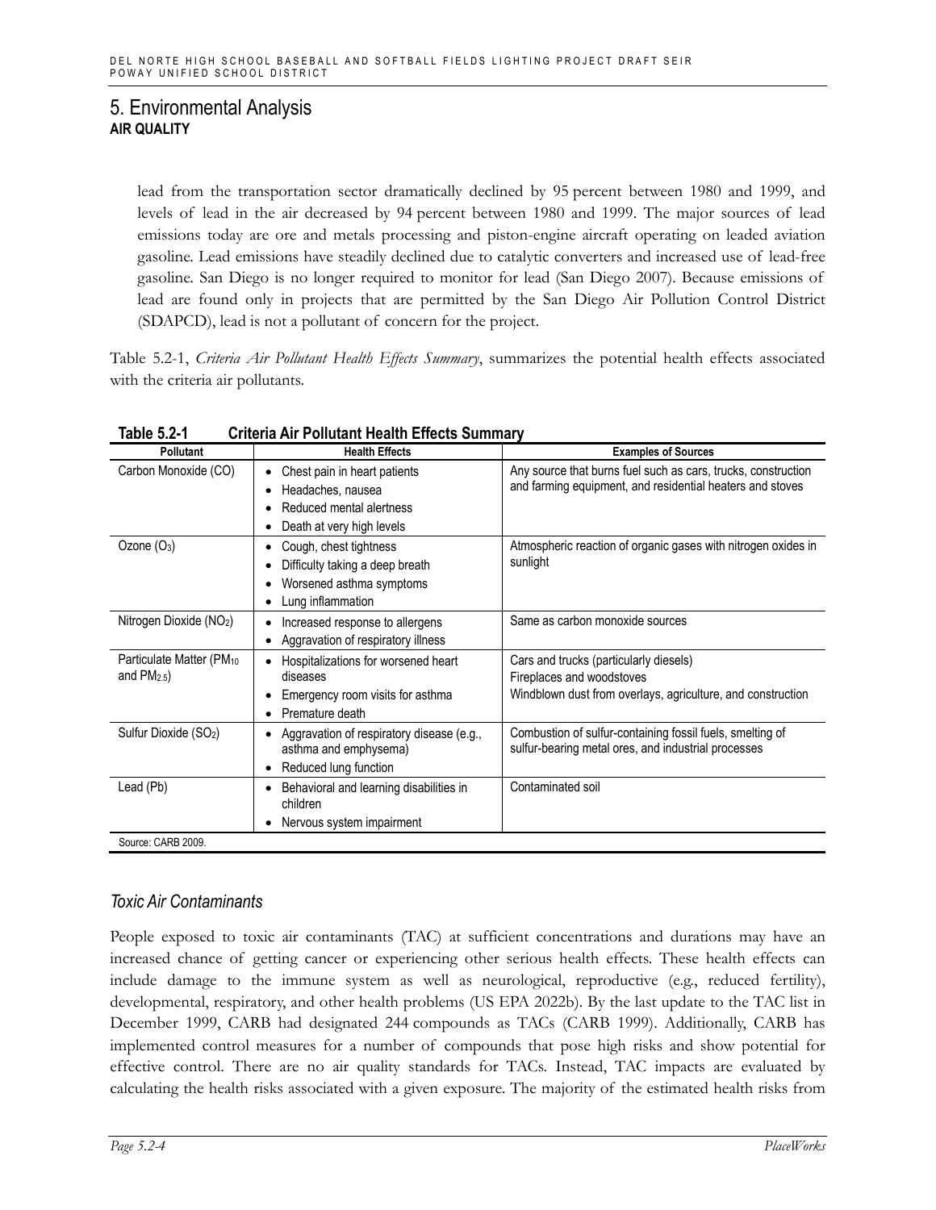lead from the transportation sector dramatically declined by 95 percent between 1980 and 1999, and levels of lead in the air decreased by 94 percent between 1980 and 1999. The major sources of lead emissions today are ore and metals processing and piston-engine aircraft operating on leaded aviation gasoline. Lead emissions have steadily declined due to catalytic converters and increased use of lead-free gasoline. San Diego is no longer required to monitor for lead (San Diego 2007). Because emissions of lead are found only in projects that are permitted by the San Diego Air Pollution Control District (SDAPCD), lead is not a pollutant of concern for the project.

Table 5.2-1, *Criteria Air Pollutant Health Effects Summary*, summarizes the potential health effects associated with the criteria air pollutants.

**Table 5.2-1 Criteria Air Pollutant Health Effects Summary**

| Pollutant | Health Effects | Examples of Sources |
|---|---|---|
| Carbon Monoxide (CO) | • Chest pain in heart patients<br>• Headaches, nausea<br>• Reduced mental alertness<br>• Death at very high levels | Any source that burns fuel such as cars, trucks, construction and farming equipment, and residential heaters and stoves |
| Ozone ($O_3$) | • Cough, chest tightness<br>• Difficulty taking a deep breath<br>• Worsened asthma symptoms<br>• Lung inflammation | Atmospheric reaction of organic gases with nitrogen oxides in sunlight |
| Nitrogen Dioxide ($NO_2$) | • Increased response to allergens<br>• Aggravation of respiratory illness | Same as carbon monoxide sources |
| Particulate Matter ($PM_{10}$ and $PM_{2.5}$) | • Hospitalizations for worsened heart diseases<br>• Emergency room visits for asthma<br>• Premature death | Cars and trucks (particularly diesels)<br>Fireplaces and woodstoves<br>Windblown dust from overlays, agriculture, and construction |
| Sulfur Dioxide ($SO_2$) | • Aggravation of respiratory disease (e.g., asthma and emphysema)<br>• Reduced lung function | Combustion of sulfur-containing fossil fuels, smelting of sulfur-bearing metal ores, and industrial processes |
| Lead (Pb) | • Behavioral and learning disabilities in children<br>• Nervous system impairment | Contaminated soil |
| Source: CARB 2009. | | |

### *Toxic Air Contaminants*

People exposed to toxic air contaminants (TAC) at sufficient concentrations and durations may have an increased chance of getting cancer or experiencing other serious health effects. These health effects can include damage to the immune system as well as neurological, reproductive (e.g., reduced fertility), developmental, respiratory, and other health problems (US EPA 2022b). By the last update to the TAC list in December 1999, CARB had designated 244 compounds as TACs (CARB 1999). Additionally, CARB has implemented control measures for a number of compounds that pose high risks and show potential for effective control. There are no air quality standards for TACs. Instead, TAC impacts are evaluated by calculating the health risks associated with a given exposure. The majority of the estimated health risks from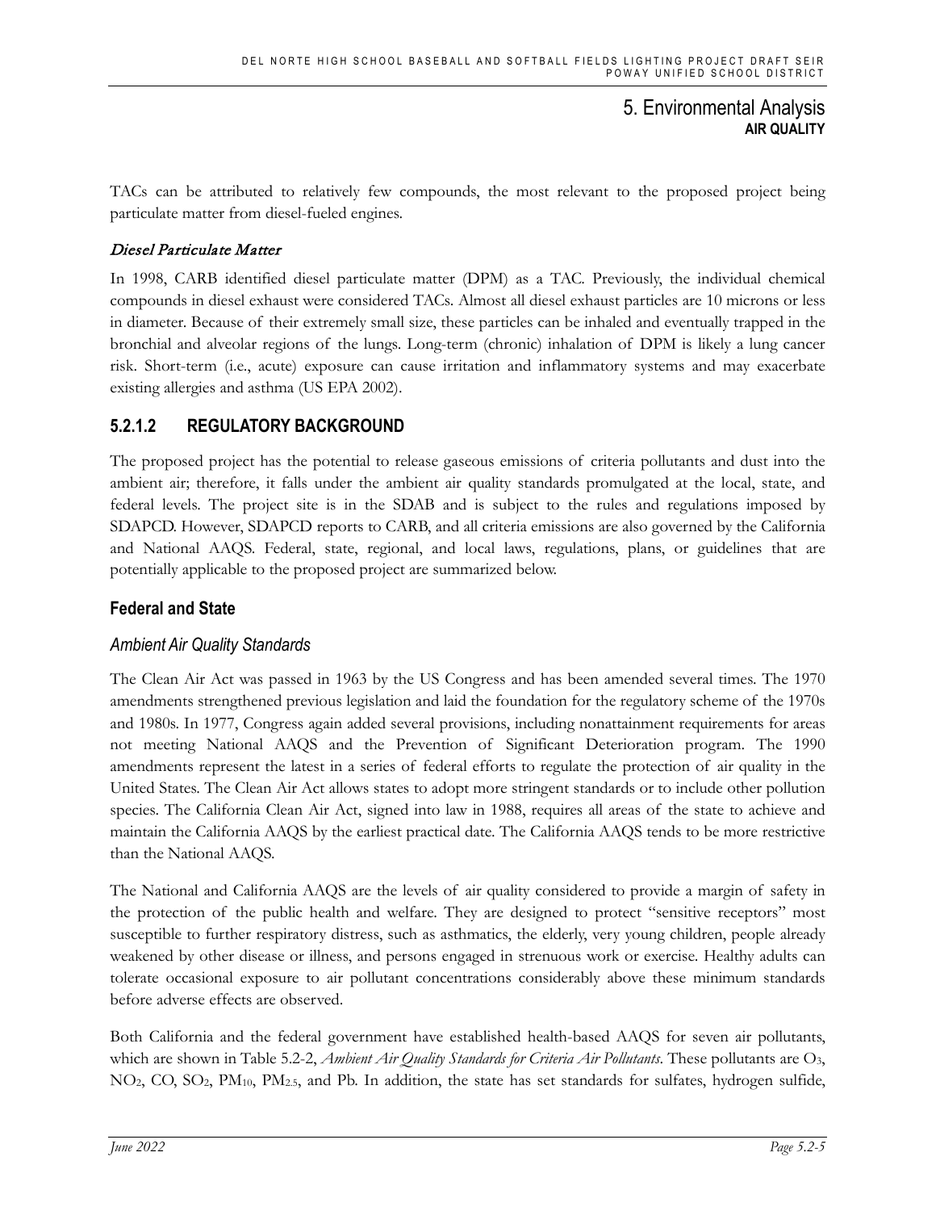TACs can be attributed to relatively few compounds, the most relevant to the proposed project being particulate matter from diesel-fueled engines.

*Diesel Particulate Matter*

In 1998, CARB identified diesel particulate matter (DPM) as a TAC. Previously, the individual chemical compounds in diesel exhaust were considered TACs. Almost all diesel exhaust particles are 10 microns or less in diameter. Because of their extremely small size, these particles can be inhaled and eventually trapped in the bronchial and alveolar regions of the lungs. Long-term (chronic) inhalation of DPM is likely a lung cancer risk. Short-term (i.e., acute) exposure can cause irritation and inflammatory systems and may exacerbate existing allergies and asthma (US EPA 2002).

### 5.2.1.2 REGULATORY BACKGROUND

The proposed project has the potential to release gaseous emissions of criteria pollutants and dust into the ambient air; therefore, it falls under the ambient air quality standards promulgated at the local, state, and federal levels. The project site is in the SDAB and is subject to the rules and regulations imposed by SDAPCD. However, SDAPCD reports to CARB, and all criteria emissions are also governed by the California and National AAQS. Federal, state, regional, and local laws, regulations, plans, or guidelines that are potentially applicable to the proposed project are summarized below.

## Federal and State

### *Ambient Air Quality Standards*

The Clean Air Act was passed in 1963 by the US Congress and has been amended several times. The 1970 amendments strengthened previous legislation and laid the foundation for the regulatory scheme of the 1970s and 1980s. In 1977, Congress again added several provisions, including nonattainment requirements for areas not meeting National AAQS and the Prevention of Significant Deterioration program. The 1990 amendments represent the latest in a series of federal efforts to regulate the protection of air quality in the United States. The Clean Air Act allows states to adopt more stringent standards or to include other pollution species. The California Clean Air Act, signed into law in 1988, requires all areas of the state to achieve and maintain the California AAQS by the earliest practical date. The California AAQS tends to be more restrictive than the National AAQS.

The National and California AAQS are the levels of air quality considered to provide a margin of safety in the protection of the public health and welfare. They are designed to protect "sensitive receptors" most susceptible to further respiratory distress, such as asthmatics, the elderly, very young children, people already weakened by other disease or illness, and persons engaged in strenuous work or exercise. Healthy adults can tolerate occasional exposure to air pollutant concentrations considerably above these minimum standards before adverse effects are observed.

Both California and the federal government have established health-based AAQS for seven air pollutants, which are shown in Table 5.2-2, *Ambient Air Quality Standards for Criteria Air Pollutants*. These pollutants are $O_3$, $NO_2$, CO, $SO_2$, $PM_{10}$, $PM_{2.5}$, and Pb. In addition, the state has set standards for sulfates, hydrogen sulfide,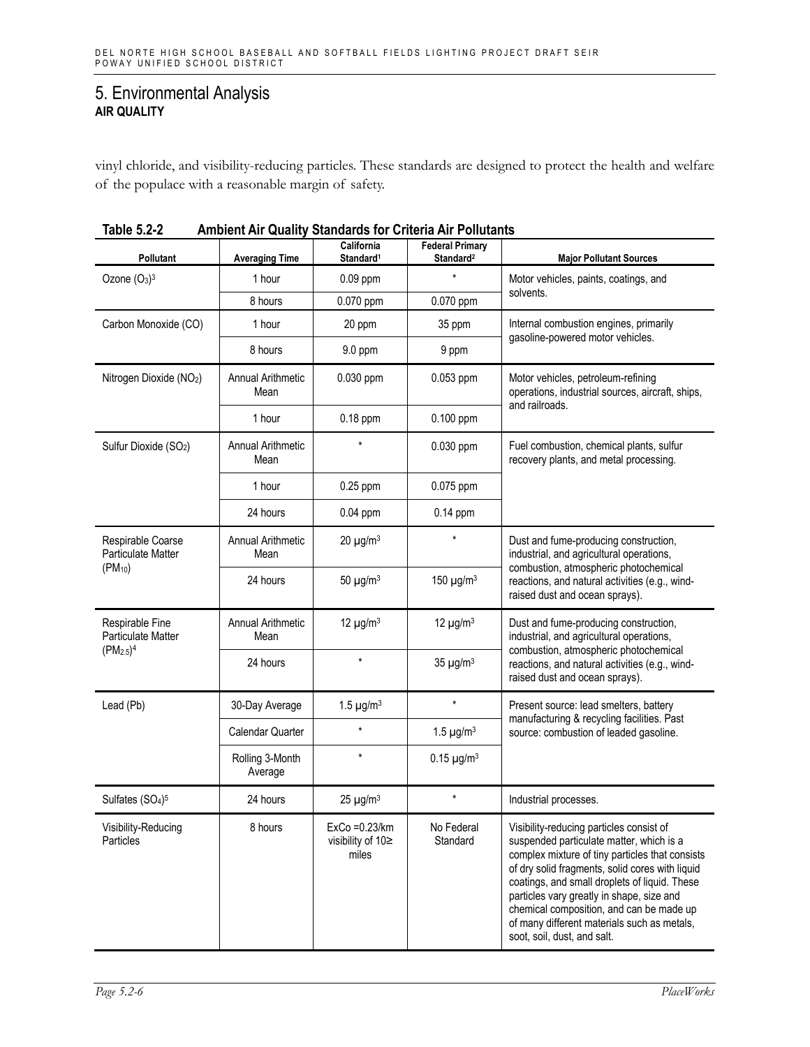# 5. Environmental Analysis

**AIR QUALITY**

vinyl chloride, and visibility-reducing particles. These standards are designed to protect the health and welfare of the populace with a reasonable margin of safety.

**Table 5.2-2 Ambient Air Quality Standards for Criteria Air Pollutants**

| Pollutant | Averaging Time | California Standard[1] | Federal Primary Standard[2] | Major Pollutant Sources |
|---|---|---|---|---|
| Ozone ($O_3$)[3] | 1 hour | 0.09 ppm | * | Motor vehicles, paints, coatings, and solvents. |
| | 8 hours | 0.070 ppm | 0.070 ppm | |
| Carbon Monoxide (CO) | 1 hour | 20 ppm | 35 ppm | Internal combustion engines, primarily gasoline-powered motor vehicles. |
| | 8 hours | 9.0 ppm | 9 ppm | |
| Nitrogen Dioxide ($NO_2$) | Annual Arithmetic Mean | 0.030 ppm | 0.053 ppm | Motor vehicles, petroleum-refining operations, industrial sources, aircraft, ships, and railroads. |
| | 1 hour | 0.18 ppm | 0.100 ppm | |
| Sulfur Dioxide ($SO_2$) | Annual Arithmetic Mean | * | 0.030 ppm | Fuel combustion, chemical plants, sulfur recovery plants, and metal processing. |
| | 1 hour | 0.25 ppm | 0.075 ppm | |
| | 24 hours | 0.04 ppm | 0.14 ppm | |
| Respirable Coarse Particulate Matter ($PM_{10}$) | Annual Arithmetic Mean | 20 µg/m³ | * | Dust and fume-producing construction, industrial, and agricultural operations, combustion, atmospheric photochemical reactions, and natural activities (e.g., wind-raised dust and ocean sprays). |
| | 24 hours | 50 µg/m³ | 150 µg/m³ | |
| Respirable Fine Particulate Matter ($PM_{2.5}$)[4] | Annual Arithmetic Mean | 12 µg/m³ | 12 µg/m³ | Dust and fume-producing construction, industrial, and agricultural operations, combustion, atmospheric photochemical reactions, and natural activities (e.g., wind-raised dust and ocean sprays). |
| | 24 hours | * | 35 µg/m³ | |
| Lead (Pb) | 30-Day Average | 1.5 µg/m³ | * | Present source: lead smelters, battery manufacturing & recycling facilities. Past source: combustion of leaded gasoline. |
| | Calendar Quarter | * | 1.5 µg/m³ | |
| | Rolling 3-Month Average | * | 0.15 µg/m³ | |
| Sulfates ($SO_4$)[5] | 24 hours | 25 µg/m³ | * | Industrial processes. |
| Visibility-Reducing Particles | 8 hours | ExCo =0.23/km visibility of 10≥ miles | No Federal Standard | Visibility-reducing particles consist of suspended particulate matter, which is a complex mixture of tiny particles that consists of dry solid fragments, solid cores with liquid coatings, and small droplets of liquid. These particles vary greatly in shape, size and chemical composition, and can be made up of many different materials such as metals, soot, soil, dust, and salt. |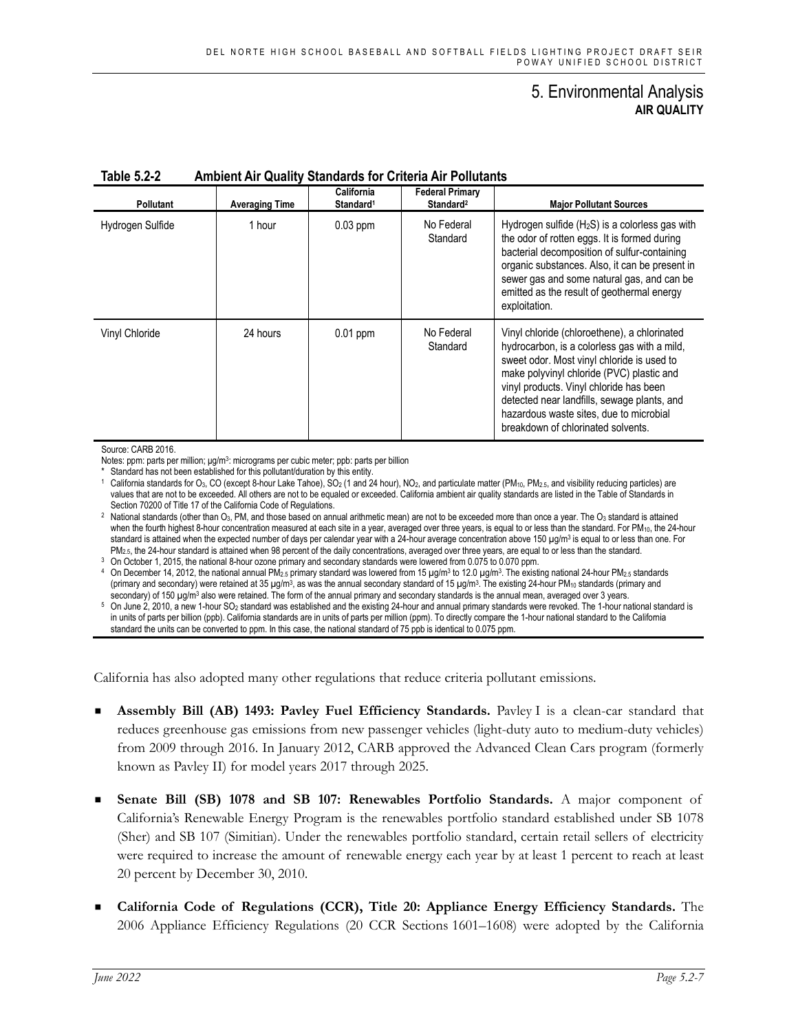## 5. Environmental Analysis
### AIR QUALITY

**Table 5.2-2 Ambient Air Quality Standards for Criteria Air Pollutants**

| Pollutant | Averaging Time | California Standard[1] | Federal Primary Standard[2] | Major Pollutant Sources |
|---|---|---|---|---|
| Hydrogen Sulfide | 1 hour | 0.03 ppm | No Federal Standard | Hydrogen sulfide ($H_2S$) is a colorless gas with the odor of rotten eggs. It is formed during bacterial decomposition of sulfur-containing organic substances. Also, it can be present in sewer gas and some natural gas, and can be emitted as the result of geothermal energy exploitation. |
| Vinyl Chloride | 24 hours | 0.01 ppm | No Federal Standard | Vinyl chloride (chloroethene), a chlorinated hydrocarbon, is a colorless gas with a mild, sweet odor. Most vinyl chloride is used to make polyvinyl chloride (PVC) plastic and vinyl products. Vinyl chloride has been detected near landfills, sewage plants, and hazardous waste sites, due to microbial breakdown of chlorinated solvents. |

Source: CARB 2016.

Notes: ppm: parts per million; µg/m³: micrograms per cubic meter; ppb: parts per billion

\* Standard has not been established for this pollutant/duration by this entity.

[1] California standards for $O_3$, CO (except 8-hour Lake Tahoe), $SO_2$ (1 and 24 hour), $NO_2$, and particulate matter ($PM_{10}$, $PM_{2.5}$, and visibility reducing particles) are values that are not to be exceeded. All others are not to be equaled or exceeded. California ambient air quality standards are listed in the Table of Standards in Section 70200 of Title 17 of the California Code of Regulations.

[2] National standards (other than $O_3$, PM, and those based on annual arithmetic mean) are not to be exceeded more than once a year. The $O_3$ standard is attained when the fourth highest 8-hour concentration measured at each site in a year, averaged over three years, is equal to or less than the standard. For $PM_{10}$, the 24-hour standard is attained when the expected number of days per calendar year with a 24-hour average concentration above 150 µg/m³ is equal to or less than one. For $PM_{2.5}$, the 24-hour standard is attained when 98 percent of the daily concentrations, averaged over three years, are equal to or less than the standard.

[3] On October 1, 2015, the national 8-hour ozone primary and secondary standards were lowered from 0.075 to 0.070 ppm.

[4] On December 14, 2012, the national annual $PM_{2.5}$ primary standard was lowered from 15 µg/m³ to 12.0 µg/m³. The existing national 24-hour $PM_{2.5}$ standards (primary and secondary) were retained at 35 µg/m³, as was the annual secondary standard of 15 µg/m³. The existing 24-hour $PM_{10}$ standards (primary and secondary) of 150 µg/m³ also were retained. The form of the annual primary and secondary standards is the annual mean, averaged over 3 years.

[5] On June 2, 2010, a new 1-hour $SO_2$ standard was established and the existing 24-hour and annual primary standards were revoked. The 1-hour national standard is in units of parts per billion (ppb). California standards are in units of parts per million (ppm). To directly compare the 1-hour national standard to the California standard the units can be converted to ppm. In this case, the national standard of 75 ppb is identical to 0.075 ppm.

California has also adopted many other regulations that reduce criteria pollutant emissions.

- **Assembly Bill (AB) 1493: Pavley Fuel Efficiency Standards.** Pavley I is a clean-car standard that reduces greenhouse gas emissions from new passenger vehicles (light-duty auto to medium-duty vehicles) from 2009 through 2016. In January 2012, CARB approved the Advanced Clean Cars program (formerly known as Pavley II) for model years 2017 through 2025.

- **Senate Bill (SB) 1078 and SB 107: Renewables Portfolio Standards.** A major component of California's Renewable Energy Program is the renewables portfolio standard established under SB 1078 (Sher) and SB 107 (Simitian). Under the renewables portfolio standard, certain retail sellers of electricity were required to increase the amount of renewable energy each year by at least 1 percent to reach at least 20 percent by December 30, 2010.

- **California Code of Regulations (CCR), Title 20: Appliance Energy Efficiency Standards.** The 2006 Appliance Efficiency Regulations (20 CCR Sections 1601–1608) were adopted by the California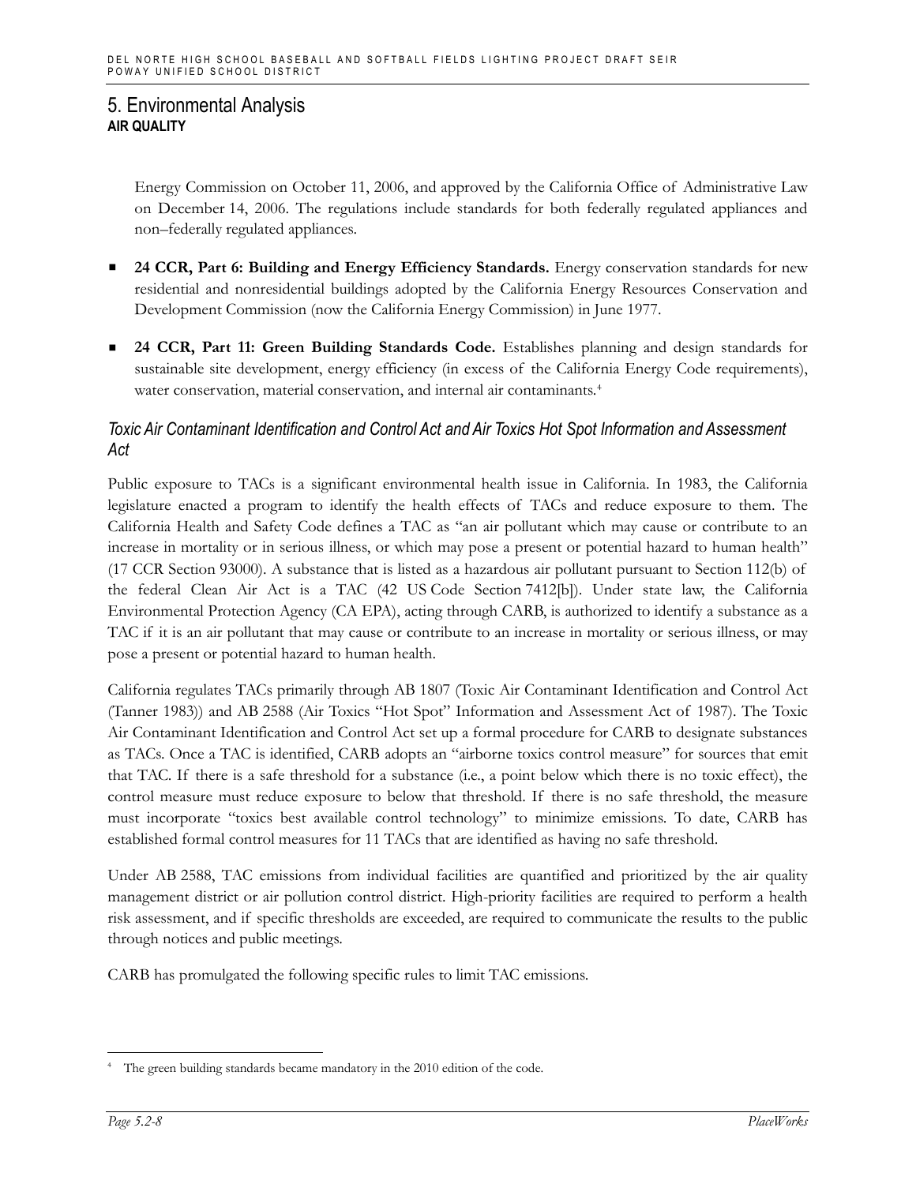Energy Commission on October 11, 2006, and approved by the California Office of Administrative Law on December 14, 2006. The regulations include standards for both federally regulated appliances and non–federally regulated appliances.

- **24 CCR, Part 6: Building and Energy Efficiency Standards.** Energy conservation standards for new residential and nonresidential buildings adopted by the California Energy Resources Conservation and Development Commission (now the California Energy Commission) in June 1977.
- **24 CCR, Part 11: Green Building Standards Code.** Establishes planning and design standards for sustainable site development, energy efficiency (in excess of the California Energy Code requirements), water conservation, material conservation, and internal air contaminants.[4]

### *Toxic Air Contaminant Identification and Control Act and Air Toxics Hot Spot Information and Assessment Act*

Public exposure to TACs is a significant environmental health issue in California. In 1983, the California legislature enacted a program to identify the health effects of TACs and reduce exposure to them. The California Health and Safety Code defines a TAC as "an air pollutant which may cause or contribute to an increase in mortality or in serious illness, or which may pose a present or potential hazard to human health" (17 CCR Section 93000). A substance that is listed as a hazardous air pollutant pursuant to Section 112(b) of the federal Clean Air Act is a TAC (42 US Code Section 7412[b]). Under state law, the California Environmental Protection Agency (CA EPA), acting through CARB, is authorized to identify a substance as a TAC if it is an air pollutant that may cause or contribute to an increase in mortality or serious illness, or may pose a present or potential hazard to human health.

California regulates TACs primarily through AB 1807 (Toxic Air Contaminant Identification and Control Act (Tanner 1983)) and AB 2588 (Air Toxics "Hot Spot" Information and Assessment Act of 1987). The Toxic Air Contaminant Identification and Control Act set up a formal procedure for CARB to designate substances as TACs. Once a TAC is identified, CARB adopts an "airborne toxics control measure" for sources that emit that TAC. If there is a safe threshold for a substance (i.e., a point below which there is no toxic effect), the control measure must reduce exposure to below that threshold. If there is no safe threshold, the measure must incorporate "toxics best available control technology" to minimize emissions. To date, CARB has established formal control measures for 11 TACs that are identified as having no safe threshold.

Under AB 2588, TAC emissions from individual facilities are quantified and prioritized by the air quality management district or air pollution control district. High-priority facilities are required to perform a health risk assessment, and if specific thresholds are exceeded, are required to communicate the results to the public through notices and public meetings.

CARB has promulgated the following specific rules to limit TAC emissions.

[4] The green building standards became mandatory in the 2010 edition of the code.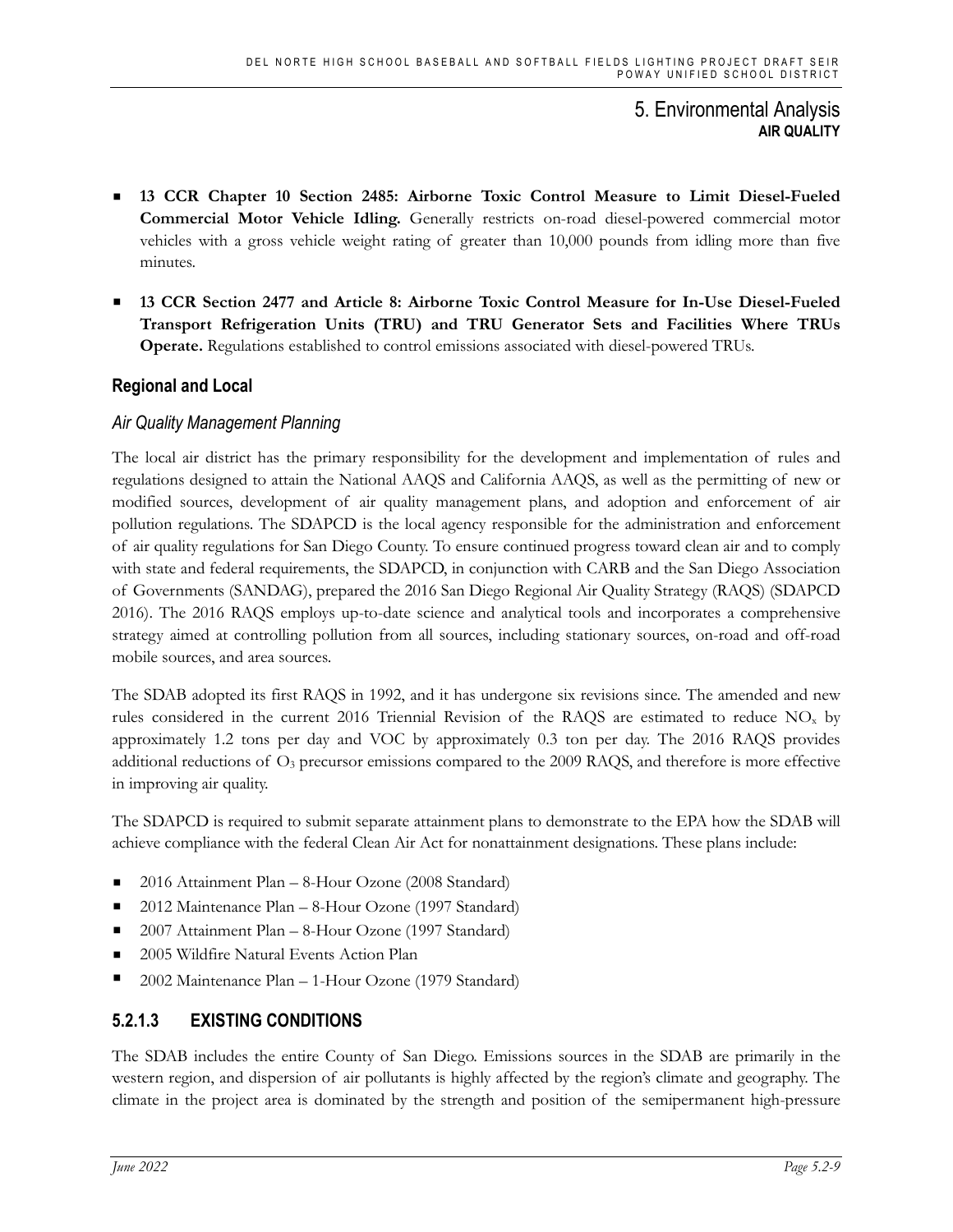- **13 CCR Chapter 10 Section 2485: Airborne Toxic Control Measure to Limit Diesel-Fueled Commercial Motor Vehicle Idling.** Generally restricts on-road diesel-powered commercial motor vehicles with a gross vehicle weight rating of greater than 10,000 pounds from idling more than five minutes.
- **13 CCR Section 2477 and Article 8: Airborne Toxic Control Measure for In-Use Diesel-Fueled Transport Refrigeration Units (TRU) and TRU Generator Sets and Facilities Where TRUs Operate.** Regulations established to control emissions associated with diesel-powered TRUs.

## Regional and Local

### *Air Quality Management Planning*

The local air district has the primary responsibility for the development and implementation of rules and regulations designed to attain the National AAQS and California AAQS, as well as the permitting of new or modified sources, development of air quality management plans, and adoption and enforcement of air pollution regulations. The SDAPCD is the local agency responsible for the administration and enforcement of air quality regulations for San Diego County. To ensure continued progress toward clean air and to comply with state and federal requirements, the SDAPCD, in conjunction with CARB and the San Diego Association of Governments (SANDAG), prepared the 2016 San Diego Regional Air Quality Strategy (RAQS) (SDAPCD 2016). The 2016 RAQS employs up-to-date science and analytical tools and incorporates a comprehensive strategy aimed at controlling pollution from all sources, including stationary sources, on-road and off-road mobile sources, and area sources.

The SDAB adopted its first RAQS in 1992, and it has undergone six revisions since. The amended and new rules considered in the current 2016 Triennial Revision of the RAQS are estimated to reduce $NO_x$ by approximately 1.2 tons per day and VOC by approximately 0.3 ton per day. The 2016 RAQS provides additional reductions of $O_3$ precursor emissions compared to the 2009 RAQS, and therefore is more effective in improving air quality.

The SDAPCD is required to submit separate attainment plans to demonstrate to the EPA how the SDAB will achieve compliance with the federal Clean Air Act for nonattainment designations. These plans include:

- 2016 Attainment Plan – 8-Hour Ozone (2008 Standard)
- 2012 Maintenance Plan – 8-Hour Ozone (1997 Standard)
- 2007 Attainment Plan – 8-Hour Ozone (1997 Standard)
- 2005 Wildfire Natural Events Action Plan
- 2002 Maintenance Plan – 1-Hour Ozone (1979 Standard)

### 5.2.1.3 EXISTING CONDITIONS

The SDAB includes the entire County of San Diego. Emissions sources in the SDAB are primarily in the western region, and dispersion of air pollutants is highly affected by the region's climate and geography. The climate in the project area is dominated by the strength and position of the semipermanent high-pressure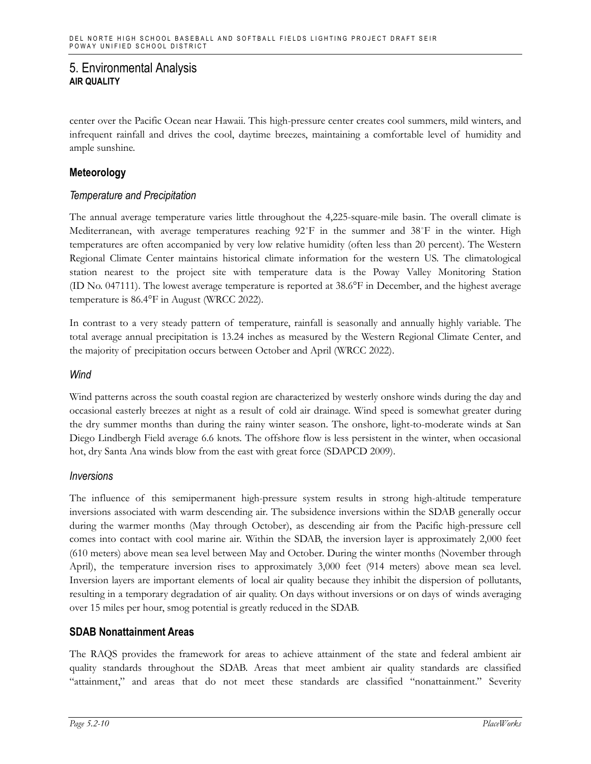center over the Pacific Ocean near Hawaii. This high-pressure center creates cool summers, mild winters, and infrequent rainfall and drives the cool, daytime breezes, maintaining a comfortable level of humidity and ample sunshine.

### Meteorology

#### *Temperature and Precipitation*

The annual average temperature varies little throughout the 4,225-square-mile basin. The overall climate is Mediterranean, with average temperatures reaching 92˚F in the summer and 38˚F in the winter. High temperatures are often accompanied by very low relative humidity (often less than 20 percent). The Western Regional Climate Center maintains historical climate information for the western US. The climatological station nearest to the project site with temperature data is the Poway Valley Monitoring Station (ID No. 047111). The lowest average temperature is reported at 38.6°F in December, and the highest average temperature is 86.4°F in August (WRCC 2022).

In contrast to a very steady pattern of temperature, rainfall is seasonally and annually highly variable. The total average annual precipitation is 13.24 inches as measured by the Western Regional Climate Center, and the majority of precipitation occurs between October and April (WRCC 2022).

#### *Wind*

Wind patterns across the south coastal region are characterized by westerly onshore winds during the day and occasional easterly breezes at night as a result of cold air drainage. Wind speed is somewhat greater during the dry summer months than during the rainy winter season. The onshore, light-to-moderate winds at San Diego Lindbergh Field average 6.6 knots. The offshore flow is less persistent in the winter, when occasional hot, dry Santa Ana winds blow from the east with great force (SDAPCD 2009).

#### *Inversions*

The influence of this semipermanent high-pressure system results in strong high-altitude temperature inversions associated with warm descending air. The subsidence inversions within the SDAB generally occur during the warmer months (May through October), as descending air from the Pacific high-pressure cell comes into contact with cool marine air. Within the SDAB, the inversion layer is approximately 2,000 feet (610 meters) above mean sea level between May and October. During the winter months (November through April), the temperature inversion rises to approximately 3,000 feet (914 meters) above mean sea level. Inversion layers are important elements of local air quality because they inhibit the dispersion of pollutants, resulting in a temporary degradation of air quality. On days without inversions or on days of winds averaging over 15 miles per hour, smog potential is greatly reduced in the SDAB.

### SDAB Nonattainment Areas

The RAQS provides the framework for areas to achieve attainment of the state and federal ambient air quality standards throughout the SDAB. Areas that meet ambient air quality standards are classified "attainment," and areas that do not meet these standards are classified "nonattainment." Severity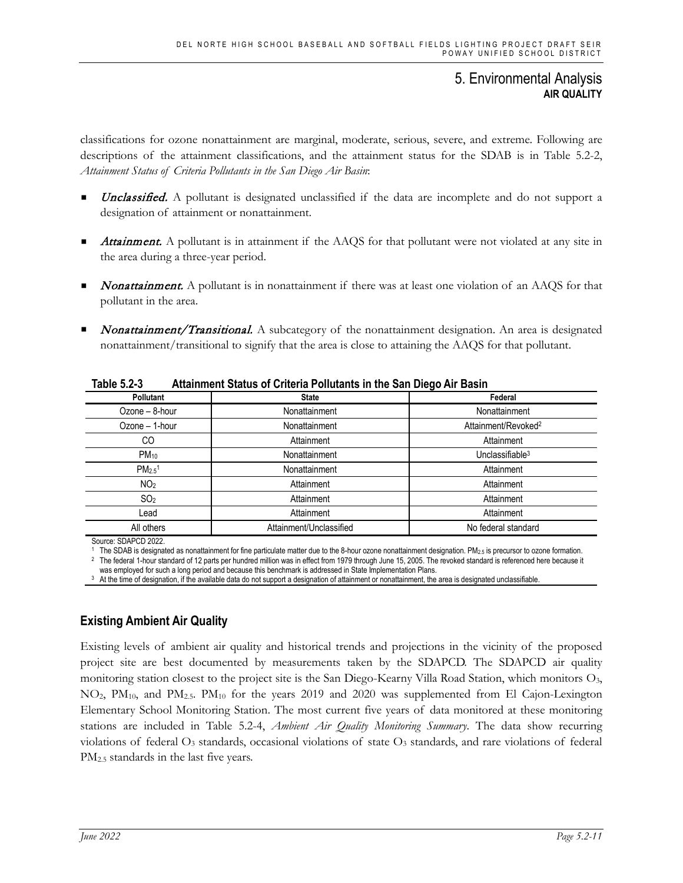classifications for ozone nonattainment are marginal, moderate, serious, severe, and extreme. Following are descriptions of the attainment classifications, and the attainment status for the SDAB is in Table 5.2-2, *Attainment Status of Criteria Pollutants in the San Diego Air Basin*:

- ***Unclassified.*** A pollutant is designated unclassified if the data are incomplete and do not support a designation of attainment or nonattainment.
- ***Attainment.*** A pollutant is in attainment if the AAQS for that pollutant were not violated at any site in the area during a three-year period.
- ***Nonattainment.*** A pollutant is in nonattainment if there was at least one violation of an AAQS for that pollutant in the area.
- ***Nonattainment/Transitional.*** A subcategory of the nonattainment designation. An area is designated nonattainment/transitional to signify that the area is close to attaining the AAQS for that pollutant.

**Table 5.2-3 Attainment Status of Criteria Pollutants in the San Diego Air Basin**

| Pollutant | State | Federal |
|---|---|---|
| Ozone – 8-hour | Nonattainment | Nonattainment |
| Ozone – 1-hour | Nonattainment | Attainment/Revoked[2] |
| CO | Attainment | Attainment |
| $PM_{10}$ | Nonattainment | Unclassifiable[3] |
| $PM_{2.5}$[1] | Nonattainment | Attainment |
| $NO_2$ | Attainment | Attainment |
| $SO_2$ | Attainment | Attainment |
| Lead | Attainment | Attainment |
| All others | Attainment/Unclassified | No federal standard |

Source: SDAPCD 2022.

[1] The SDAB is designated as nonattainment for fine particulate matter due to the 8-hour ozone nonattainment designation. $PM_{2.5}$ is precursor to ozone formation.

[2] The federal 1-hour standard of 12 parts per hundred million was in effect from 1979 through June 15, 2005. The revoked standard is referenced here because it was employed for such a long period and because this benchmark is addressed in State Implementation Plans.

[3] At the time of designation, if the available data do not support a designation of attainment or nonattainment, the area is designated unclassifiable.

## Existing Ambient Air Quality

Existing levels of ambient air quality and historical trends and projections in the vicinity of the proposed project site are best documented by measurements taken by the SDAPCD. The SDAPCD air quality monitoring station closest to the project site is the San Diego-Kearny Villa Road Station, which monitors $O_3$, $NO_2$, $PM_{10}$, and $PM_{2.5}$. $PM_{10}$ for the years 2019 and 2020 was supplemented from El Cajon-Lexington Elementary School Monitoring Station. The most current five years of data monitored at these monitoring stations are included in Table 5.2-4, *Ambient Air Quality Monitoring Summary*. The data show recurring violations of federal $O_3$ standards, occasional violations of state $O_3$ standards, and rare violations of federal $PM_{2.5}$ standards in the last five years.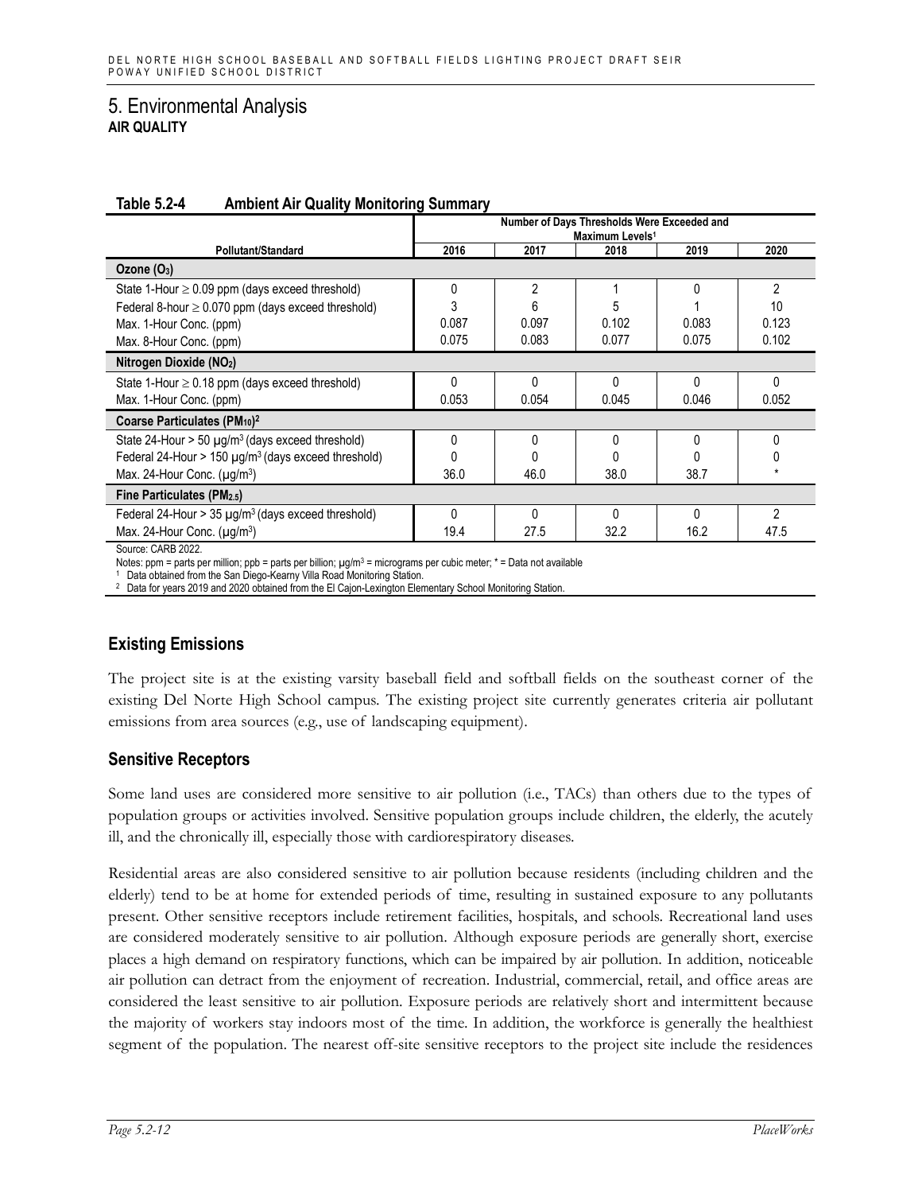# 5. Environmental Analysis

## AIR QUALITY

**Table 5.2-4 Ambient Air Quality Monitoring Summary**

| Pollutant/Standard | Number of Days Thresholds Were Exceeded and Maximum Levels[1] | | | | |
|---|---|---|---|---|---|
| | 2016 | 2017 | 2018 | 2019 | 2020 |
| **Ozone ($O_3$)** | | | | | |
| State 1-Hour ≥ 0.09 ppm (days exceed threshold) | 0 | 2 | 1 | 0 | 2 |
| Federal 8-hour ≥ 0.070 ppm (days exceed threshold) | 3 | 6 | 5 | 1 | 10 |
| Max. 1-Hour Conc. (ppm) | 0.087 | 0.097 | 0.102 | 0.083 | 0.123 |
| Max. 8-Hour Conc. (ppm) | 0.075 | 0.083 | 0.077 | 0.075 | 0.102 |
| **Nitrogen Dioxide ($NO_2$)** | | | | | |
| State 1-Hour ≥ 0.18 ppm (days exceed threshold) | 0 | 0 | 0 | 0 | 0 |
| Max. 1-Hour Conc. (ppm) | 0.053 | 0.054 | 0.045 | 0.046 | 0.052 |
| **Coarse Particulates ($PM_{10}$)[2]** | | | | | |
| State 24-Hour > 50 µg/m³ (days exceed threshold) | 0 | 0 | 0 | 0 | 0 |
| Federal 24-Hour > 150 µg/m³ (days exceed threshold) | 0 | 0 | 0 | 0 | 0 |
| Max. 24-Hour Conc. (µg/m³) | 36.0 | 46.0 | 38.0 | 38.7 | * |
| **Fine Particulates ($PM_{2.5}$)** | | | | | |
| Federal 24-Hour > 35 µg/m³ (days exceed threshold) | 0 | 0 | 0 | 0 | 2 |
| Max. 24-Hour Conc. (µg/m³) | 19.4 | 27.5 | 32.2 | 16.2 | 47.5 |

Source: CARB 2022.

Notes: ppm = parts per million; ppb = parts per billion; µg/m³ = micrograms per cubic meter; * = Data not available

[1] Data obtained from the San Diego-Kearny Villa Road Monitoring Station.

[2] Data for years 2019 and 2020 obtained from the El Cajon-Lexington Elementary School Monitoring Station.

### Existing Emissions

The project site is at the existing varsity baseball field and softball fields on the southeast corner of the existing Del Norte High School campus. The existing project site currently generates criteria air pollutant emissions from area sources (e.g., use of landscaping equipment).

### Sensitive Receptors

Some land uses are considered more sensitive to air pollution (i.e., TACs) than others due to the types of population groups or activities involved. Sensitive population groups include children, the elderly, the acutely ill, and the chronically ill, especially those with cardiorespiratory diseases.

Residential areas are also considered sensitive to air pollution because residents (including children and the elderly) tend to be at home for extended periods of time, resulting in sustained exposure to any pollutants present. Other sensitive receptors include retirement facilities, hospitals, and schools. Recreational land uses are considered moderately sensitive to air pollution. Although exposure periods are generally short, exercise places a high demand on respiratory functions, which can be impaired by air pollution. In addition, noticeable air pollution can detract from the enjoyment of recreation. Industrial, commercial, retail, and office areas are considered the least sensitive to air pollution. Exposure periods are relatively short and intermittent because the majority of workers stay indoors most of the time. In addition, the workforce is generally the healthiest segment of the population. The nearest off-site sensitive receptors to the project site include the residences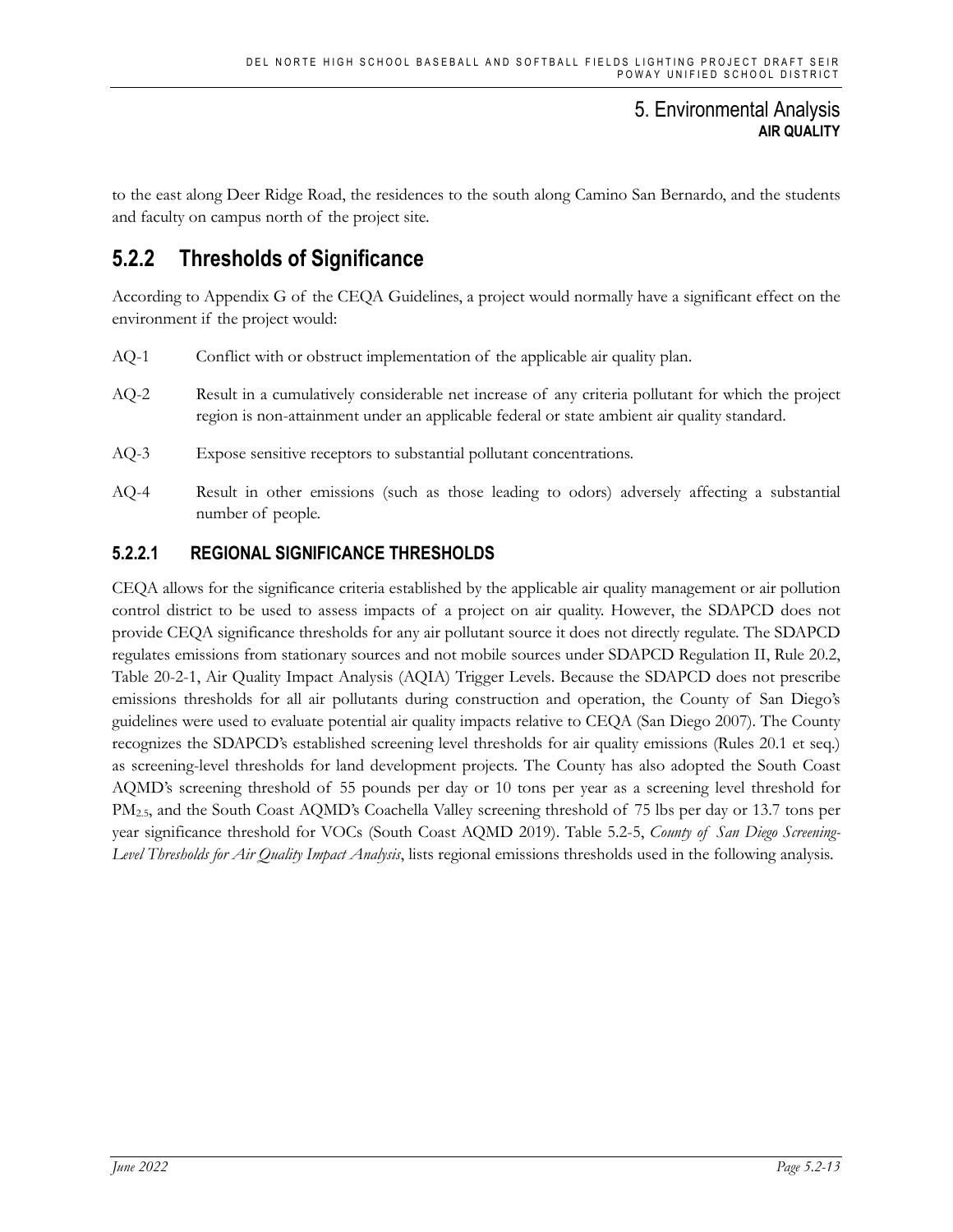to the east along Deer Ridge Road, the residences to the south along Camino San Bernardo, and the students and faculty on campus north of the project site.

## 5.2.2 Thresholds of Significance

According to Appendix G of the CEQA Guidelines, a project would normally have a significant effect on the environment if the project would:

- AQ-1 Conflict with or obstruct implementation of the applicable air quality plan.
- AQ-2 Result in a cumulatively considerable net increase of any criteria pollutant for which the project region is non-attainment under an applicable federal or state ambient air quality standard.
- AQ-3 Expose sensitive receptors to substantial pollutant concentrations.
- AQ-4 Result in other emissions (such as those leading to odors) adversely affecting a substantial number of people.

### 5.2.2.1 REGIONAL SIGNIFICANCE THRESHOLDS

CEQA allows for the significance criteria established by the applicable air quality management or air pollution control district to be used to assess impacts of a project on air quality. However, the SDAPCD does not provide CEQA significance thresholds for any air pollutant source it does not directly regulate. The SDAPCD regulates emissions from stationary sources and not mobile sources under SDAPCD Regulation II, Rule 20.2, Table 20-2-1, Air Quality Impact Analysis (AQIA) Trigger Levels. Because the SDAPCD does not prescribe emissions thresholds for all air pollutants during construction and operation, the County of San Diego's guidelines were used to evaluate potential air quality impacts relative to CEQA (San Diego 2007). The County recognizes the SDAPCD's established screening level thresholds for air quality emissions (Rules 20.1 et seq.) as screening-level thresholds for land development projects. The County has also adopted the South Coast AQMD's screening threshold of 55 pounds per day or 10 tons per year as a screening level threshold for $PM_{2.5}$, and the South Coast AQMD's Coachella Valley screening threshold of 75 lbs per day or 13.7 tons per year significance threshold for VOCs (South Coast AQMD 2019). Table 5.2-5, *County of San Diego Screening-Level Thresholds for Air Quality Impact Analysis*, lists regional emissions thresholds used in the following analysis.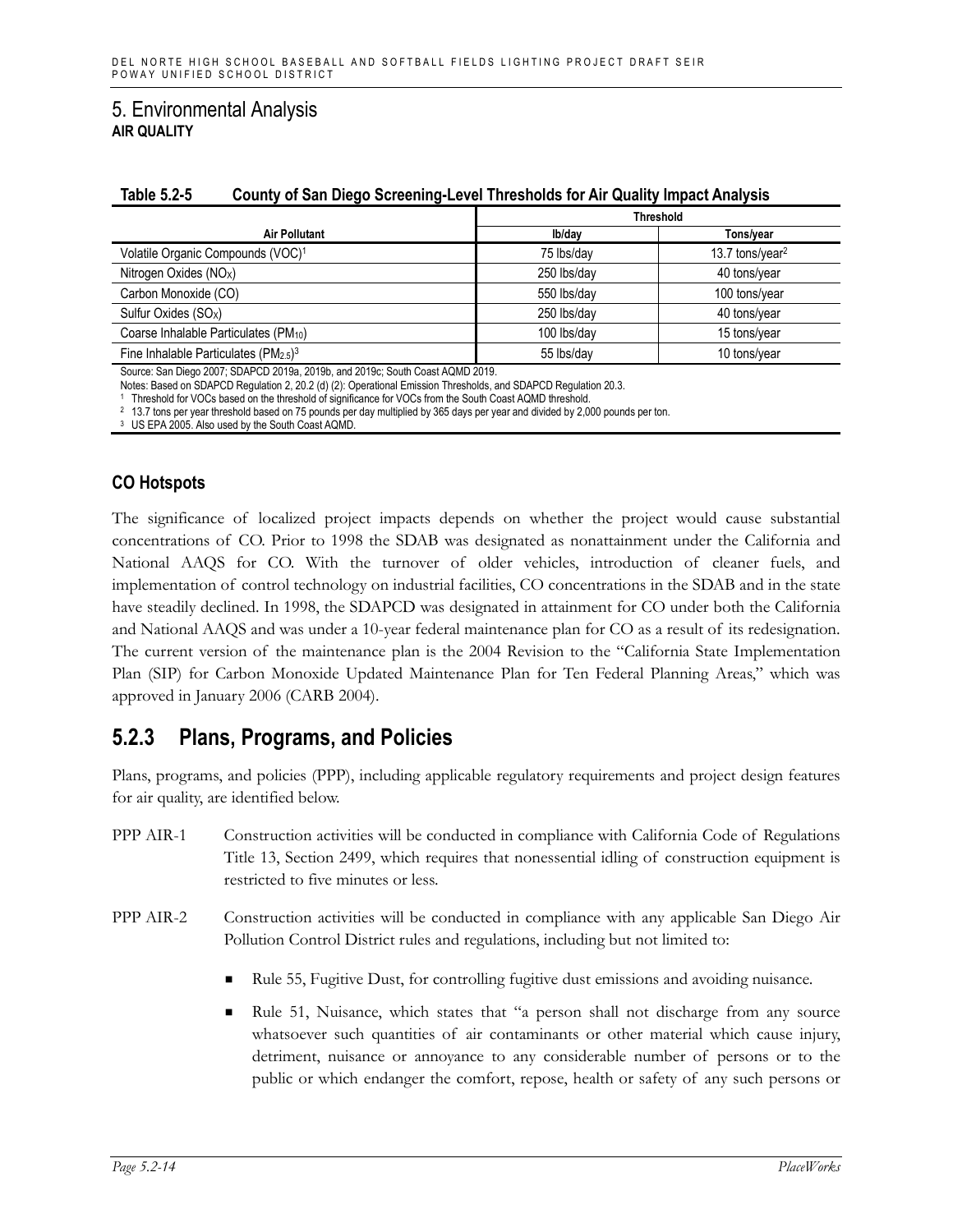# 5. Environmental Analysis

## AIR QUALITY

**Table 5.2-5 County of San Diego Screening-Level Thresholds for Air Quality Impact Analysis**

| Air Pollutant | Threshold | |
|---|---|---|
| | lb/day | Tons/year |
| Volatile Organic Compounds (VOC)[1] | 75 lbs/day | 13.7 tons/year[2] |
| Nitrogen Oxides ($NO_X$) | 250 lbs/day | 40 tons/year |
| Carbon Monoxide (CO) | 550 lbs/day | 100 tons/year |
| Sulfur Oxides ($SO_X$) | 250 lbs/day | 40 tons/year |
| Coarse Inhalable Particulates ($PM_{10}$) | 100 lbs/day | 15 tons/year |
| Fine Inhalable Particulates ($PM_{2.5}$)[3] | 55 lbs/day | 10 tons/year |

Source: San Diego 2007; SDAPCD 2019a, 2019b, and 2019c; South Coast AQMD 2019.

Notes: Based on SDAPCD Regulation 2, 20.2 (d) (2): Operational Emission Thresholds, and SDAPCD Regulation 20.3.

[1] Threshold for VOCs based on the threshold of significance for VOCs from the South Coast AQMD threshold.

[2] 13.7 tons per year threshold based on 75 pounds per day multiplied by 365 days per year and divided by 2,000 pounds per ton.

[3] US EPA 2005. Also used by the South Coast AQMD.

### CO Hotspots

The significance of localized project impacts depends on whether the project would cause substantial concentrations of CO. Prior to 1998 the SDAB was designated as nonattainment under the California and National AAQS for CO. With the turnover of older vehicles, introduction of cleaner fuels, and implementation of control technology on industrial facilities, CO concentrations in the SDAB and in the state have steadily declined. In 1998, the SDAPCD was designated in attainment for CO under both the California and National AAQS and was under a 10-year federal maintenance plan for CO as a result of its redesignation. The current version of the maintenance plan is the 2004 Revision to the "California State Implementation Plan (SIP) for Carbon Monoxide Updated Maintenance Plan for Ten Federal Planning Areas," which was approved in January 2006 (CARB 2004).

## 5.2.3 Plans, Programs, and Policies

Plans, programs, and policies (PPP), including applicable regulatory requirements and project design features for air quality, are identified below.

PPP AIR-1 Construction activities will be conducted in compliance with California Code of Regulations Title 13, Section 2499, which requires that nonessential idling of construction equipment is restricted to five minutes or less.

PPP AIR-2 Construction activities will be conducted in compliance with any applicable San Diego Air Pollution Control District rules and regulations, including but not limited to:

- Rule 55, Fugitive Dust, for controlling fugitive dust emissions and avoiding nuisance.
- Rule 51, Nuisance, which states that "a person shall not discharge from any source whatsoever such quantities of air contaminants or other material which cause injury, detriment, nuisance or annoyance to any considerable number of persons or to the public or which endanger the comfort, repose, health or safety of any such persons or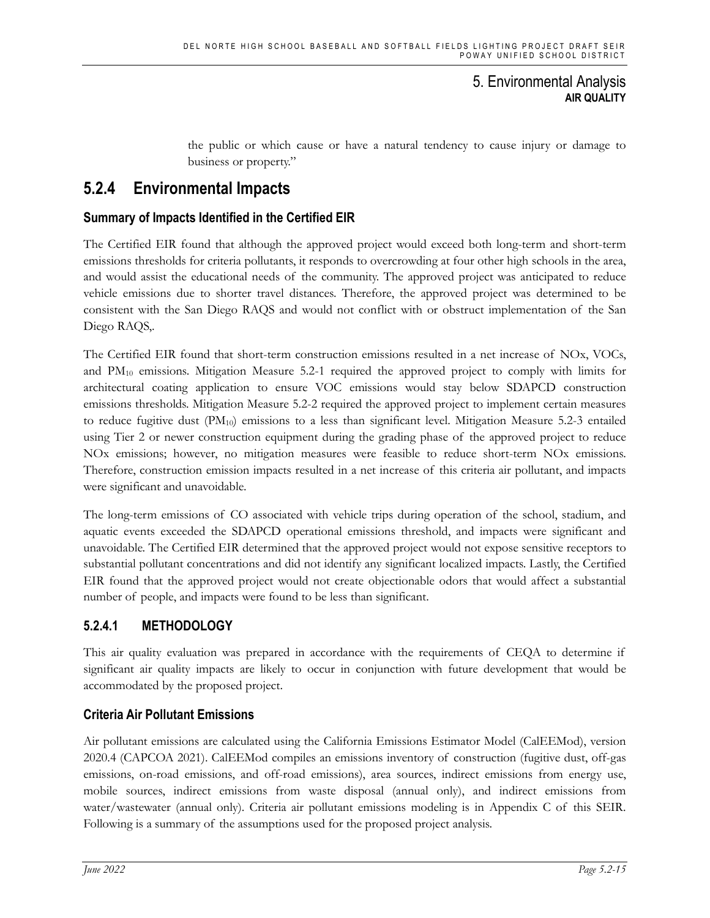the public or which cause or have a natural tendency to cause injury or damage to business or property."

## 5.2.4 Environmental Impacts

### Summary of Impacts Identified in the Certified EIR

The Certified EIR found that although the approved project would exceed both long-term and short-term emissions thresholds for criteria pollutants, it responds to overcrowding at four other high schools in the area, and would assist the educational needs of the community. The approved project was anticipated to reduce vehicle emissions due to shorter travel distances. Therefore, the approved project was determined to be consistent with the San Diego RAQS and would not conflict with or obstruct implementation of the San Diego RAQS,.

The Certified EIR found that short-term construction emissions resulted in a net increase of NOx, VOCs, and $PM_{10}$ emissions. Mitigation Measure 5.2-1 required the approved project to comply with limits for architectural coating application to ensure VOC emissions would stay below SDAPCD construction emissions thresholds. Mitigation Measure 5.2-2 required the approved project to implement certain measures to reduce fugitive dust ($PM_{10}$) emissions to a less than significant level. Mitigation Measure 5.2-3 entailed using Tier 2 or newer construction equipment during the grading phase of the approved project to reduce NOx emissions; however, no mitigation measures were feasible to reduce short-term NOx emissions. Therefore, construction emission impacts resulted in a net increase of this criteria air pollutant, and impacts were significant and unavoidable.

The long-term emissions of CO associated with vehicle trips during operation of the school, stadium, and aquatic events exceeded the SDAPCD operational emissions threshold, and impacts were significant and unavoidable. The Certified EIR determined that the approved project would not expose sensitive receptors to substantial pollutant concentrations and did not identify any significant localized impacts. Lastly, the Certified EIR found that the approved project would not create objectionable odors that would affect a substantial number of people, and impacts were found to be less than significant.

### 5.2.4.1 METHODOLOGY

This air quality evaluation was prepared in accordance with the requirements of CEQA to determine if significant air quality impacts are likely to occur in conjunction with future development that would be accommodated by the proposed project.

### Criteria Air Pollutant Emissions

Air pollutant emissions are calculated using the California Emissions Estimator Model (CalEEMod), version 2020.4 (CAPCOA 2021). CalEEMod compiles an emissions inventory of construction (fugitive dust, off-gas emissions, on-road emissions, and off-road emissions), area sources, indirect emissions from energy use, mobile sources, indirect emissions from waste disposal (annual only), and indirect emissions from water/wastewater (annual only). Criteria air pollutant emissions modeling is in Appendix C of this SEIR. Following is a summary of the assumptions used for the proposed project analysis.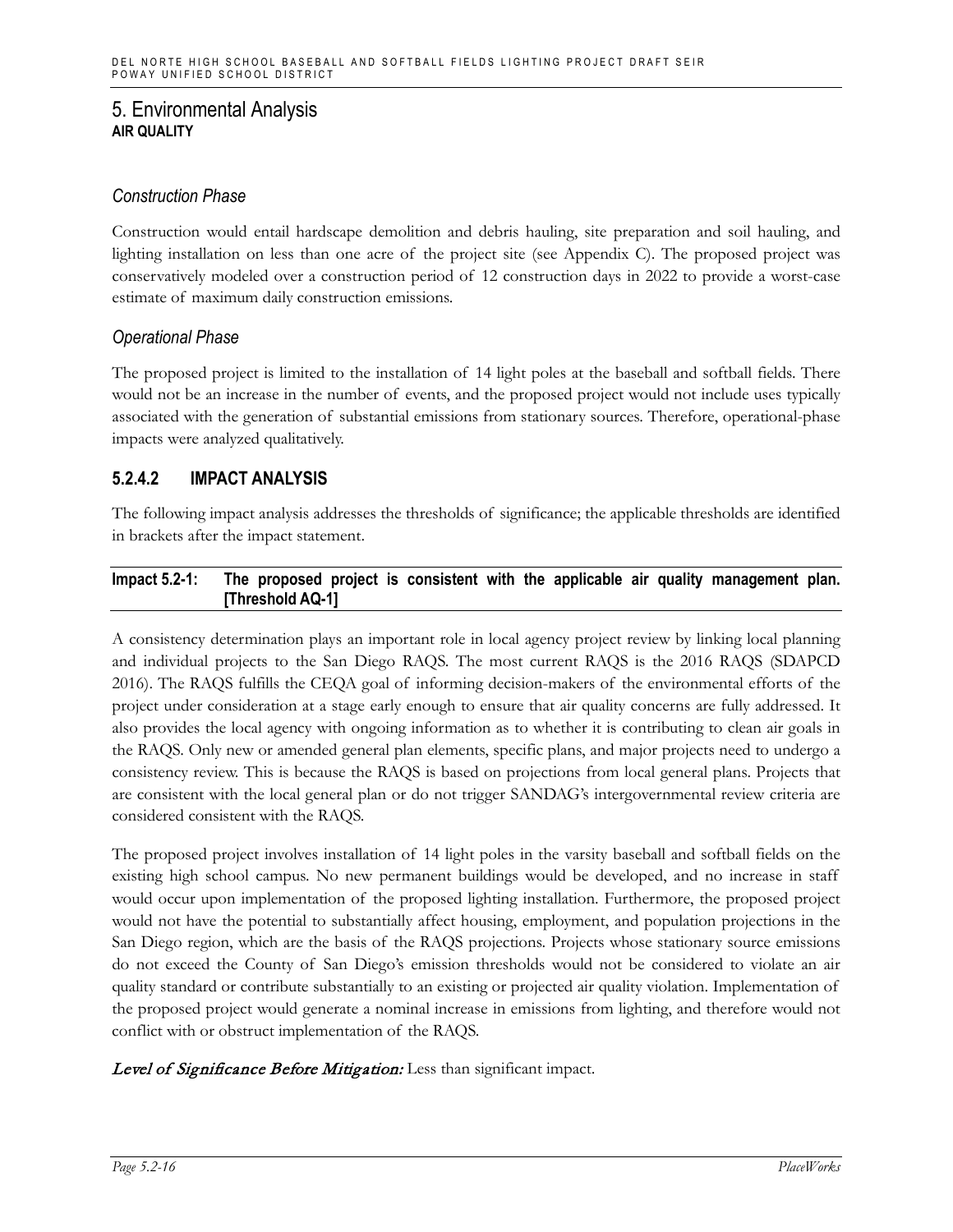# 5. Environmental Analysis

**AIR QUALITY**

### *Construction Phase*

Construction would entail hardscape demolition and debris hauling, site preparation and soil hauling, and lighting installation on less than one acre of the project site (see Appendix C). The proposed project was conservatively modeled over a construction period of 12 construction days in 2022 to provide a worst-case estimate of maximum daily construction emissions.

### *Operational Phase*

The proposed project is limited to the installation of 14 light poles at the baseball and softball fields. There would not be an increase in the number of events, and the proposed project would not include uses typically associated with the generation of substantial emissions from stationary sources. Therefore, operational-phase impacts were analyzed qualitatively.

## 5.2.4.2 IMPACT ANALYSIS

The following impact analysis addresses the thresholds of significance; the applicable thresholds are identified in brackets after the impact statement.

**Impact 5.2-1: The proposed project is consistent with the applicable air quality management plan. [Threshold AQ-1]**

A consistency determination plays an important role in local agency project review by linking local planning and individual projects to the San Diego RAQS. The most current RAQS is the 2016 RAQS (SDAPCD 2016). The RAQS fulfills the CEQA goal of informing decision-makers of the environmental efforts of the project under consideration at a stage early enough to ensure that air quality concerns are fully addressed. It also provides the local agency with ongoing information as to whether it is contributing to clean air goals in the RAQS. Only new or amended general plan elements, specific plans, and major projects need to undergo a consistency review. This is because the RAQS is based on projections from local general plans. Projects that are consistent with the local general plan or do not trigger SANDAG's intergovernmental review criteria are considered consistent with the RAQS.

The proposed project involves installation of 14 light poles in the varsity baseball and softball fields on the existing high school campus. No new permanent buildings would be developed, and no increase in staff would occur upon implementation of the proposed lighting installation. Furthermore, the proposed project would not have the potential to substantially affect housing, employment, and population projections in the San Diego region, which are the basis of the RAQS projections. Projects whose stationary source emissions do not exceed the County of San Diego's emission thresholds would not be considered to violate an air quality standard or contribute substantially to an existing or projected air quality violation. Implementation of the proposed project would generate a nominal increase in emissions from lighting, and therefore would not conflict with or obstruct implementation of the RAQS.

***Level of Significance Before Mitigation:*** Less than significant impact.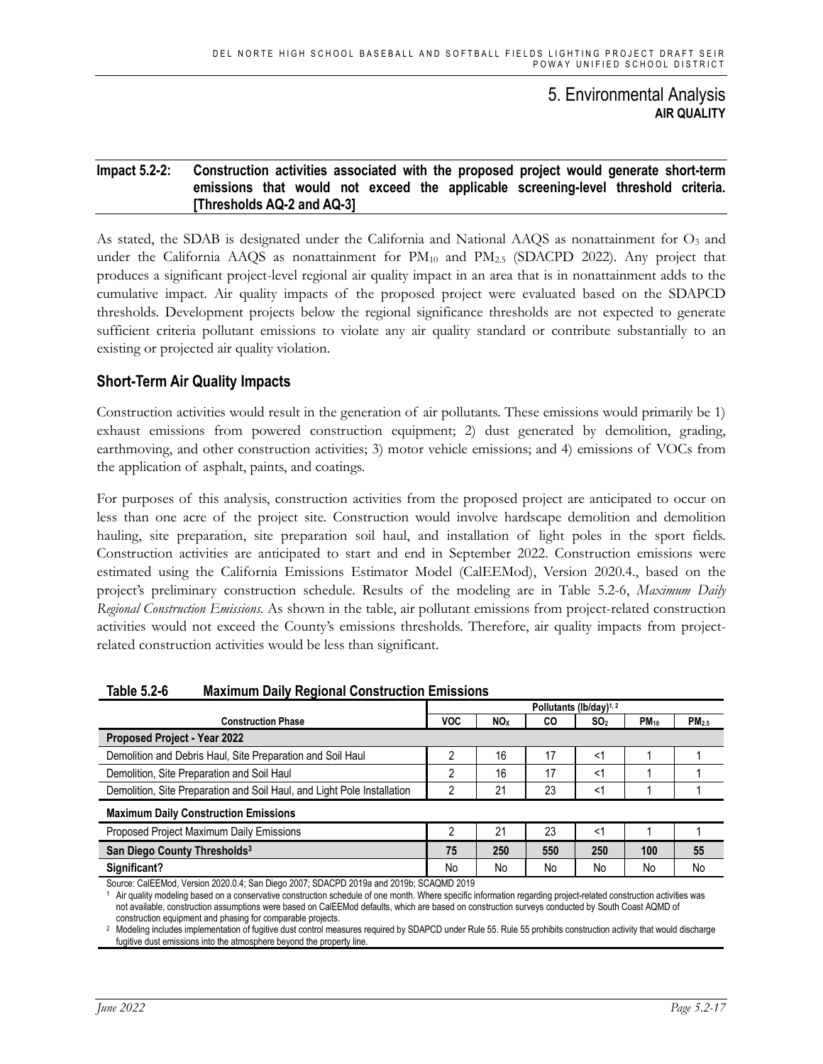# 5. Environmental Analysis

## AIR QUALITY

**Impact 5.2-2: Construction activities associated with the proposed project would generate short-term emissions that would not exceed the applicable screening-level threshold criteria. [Thresholds AQ-2 and AQ-3]**

As stated, the SDAB is designated under the California and National AAQS as nonattainment for $O_3$ and under the California AAQS as nonattainment for $PM_{10}$ and $PM_{2.5}$ (SDACPD 2022). Any project that produces a significant project-level regional air quality impact in an area that is in nonattainment adds to the cumulative impact. Air quality impacts of the proposed project were evaluated based on the SDAPCD thresholds. Development projects below the regional significance thresholds are not expected to generate sufficient criteria pollutant emissions to violate any air quality standard or contribute substantially to an existing or projected air quality violation.

### Short-Term Air Quality Impacts

Construction activities would result in the generation of air pollutants. These emissions would primarily be 1) exhaust emissions from powered construction equipment; 2) dust generated by demolition, grading, earthmoving, and other construction activities; 3) motor vehicle emissions; and 4) emissions of VOCs from the application of asphalt, paints, and coatings.

For purposes of this analysis, construction activities from the proposed project are anticipated to occur on less than one acre of the project site. Construction would involve hardscape demolition and demolition hauling, site preparation, site preparation soil haul, and installation of light poles in the sport fields. Construction activities are anticipated to start and end in September 2022. Construction emissions were estimated using the California Emissions Estimator Model (CalEEMod), Version 2020.4., based on the project's preliminary construction schedule. Results of the modeling are in Table 5.2-6, *Maximum Daily Regional Construction Emissions*. As shown in the table, air pollutant emissions from project-related construction activities would not exceed the County's emissions thresholds. Therefore, air quality impacts from project-related construction activities would be less than significant.

**Table 5.2-6 Maximum Daily Regional Construction Emissions**

| | Pollutants (lb/day)[1, 2] | | | | | |
|---|---|---|---|---|---|---|
| **Construction Phase** | **VOC** | **$NO_X$** | **CO** | **$SO_2$** | **$PM_{10}$** | **$PM_{2.5}$** |
| **Proposed Project - Year 2022** | | | | | | |
| Demolition and Debris Haul, Site Preparation and Soil Haul | 2 | 16 | 17 | <1 | 1 | 1 |
| Demolition, Site Preparation and Soil Haul | 2 | 16 | 17 | <1 | 1 | 1 |
| Demolition, Site Preparation and Soil Haul, and Light Pole Installation | 2 | 21 | 23 | <1 | 1 | 1 |
| **Maximum Daily Construction Emissions** | | | | | | |
| Proposed Project Maximum Daily Emissions | 2 | 21 | 23 | <1 | 1 | 1 |
| **San Diego County Thresholds[3]** | **75** | **250** | **550** | **250** | **100** | **55** |
| **Significant?** | No | No | No | No | No | No |

Source: CalEEMod, Version 2020.0.4; San Diego 2007; SDACPD 2019a and 2019b; SCAQMD 2019

[1] Air quality modeling based on a conservative construction schedule of one month. Where specific information regarding project-related construction activities was not available, construction assumptions were based on CalEEMod defaults, which are based on construction surveys conducted by South Coast AQMD of construction equipment and phasing for comparable projects.

[2] Modeling includes implementation of fugitive dust control measures required by SDAPCD under Rule 55. Rule 55 prohibits construction activity that would discharge fugitive dust emissions into the atmosphere beyond the property line.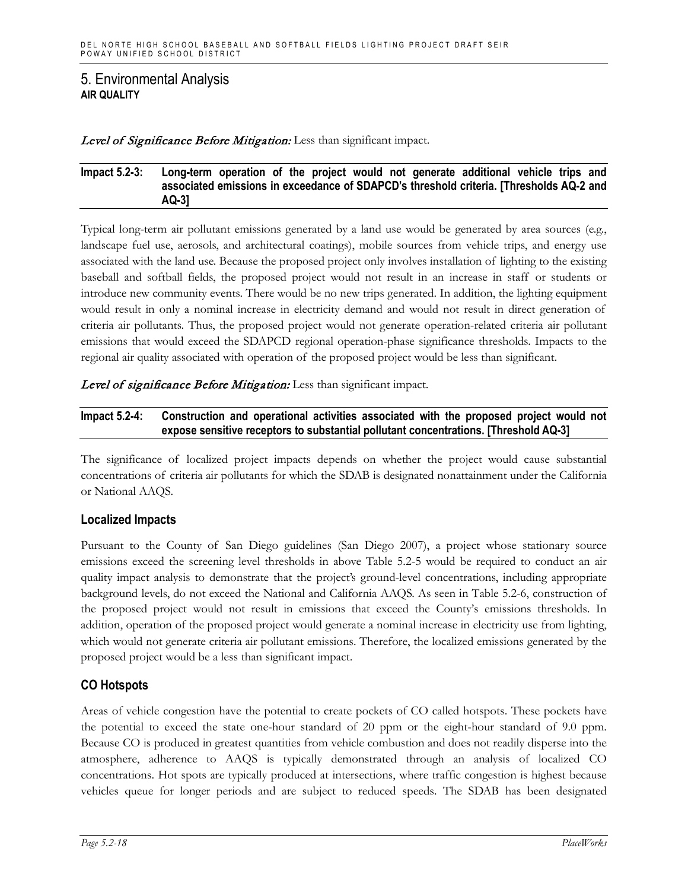*Level of Significance Before Mitigation:* Less than significant impact.

**Impact 5.2-3: Long-term operation of the project would not generate additional vehicle trips and associated emissions in exceedance of SDAPCD's threshold criteria. [Thresholds AQ-2 and AQ-3]**

Typical long-term air pollutant emissions generated by a land use would be generated by area sources (e.g., landscape fuel use, aerosols, and architectural coatings), mobile sources from vehicle trips, and energy use associated with the land use. Because the proposed project only involves installation of lighting to the existing baseball and softball fields, the proposed project would not result in an increase in staff or students or introduce new community events. There would be no new trips generated. In addition, the lighting equipment would result in only a nominal increase in electricity demand and would not result in direct generation of criteria air pollutants. Thus, the proposed project would not generate operation-related criteria air pollutant emissions that would exceed the SDAPCD regional operation-phase significance thresholds. Impacts to the regional air quality associated with operation of the proposed project would be less than significant.

*Level of significance Before Mitigation:* Less than significant impact.

**Impact 5.2-4: Construction and operational activities associated with the proposed project would not expose sensitive receptors to substantial pollutant concentrations. [Threshold AQ-3]**

The significance of localized project impacts depends on whether the project would cause substantial concentrations of criteria air pollutants for which the SDAB is designated nonattainment under the California or National AAQS.

## Localized Impacts

Pursuant to the County of San Diego guidelines (San Diego 2007), a project whose stationary source emissions exceed the screening level thresholds in above Table 5.2-5 would be required to conduct an air quality impact analysis to demonstrate that the project's ground-level concentrations, including appropriate background levels, do not exceed the National and California AAQS. As seen in Table 5.2-6, construction of the proposed project would not result in emissions that exceed the County's emissions thresholds. In addition, operation of the proposed project would generate a nominal increase in electricity use from lighting, which would not generate criteria air pollutant emissions. Therefore, the localized emissions generated by the proposed project would be a less than significant impact.

## CO Hotspots

Areas of vehicle congestion have the potential to create pockets of CO called hotspots. These pockets have the potential to exceed the state one-hour standard of 20 ppm or the eight-hour standard of 9.0 ppm. Because CO is produced in greatest quantities from vehicle combustion and does not readily disperse into the atmosphere, adherence to AAQS is typically demonstrated through an analysis of localized CO concentrations. Hot spots are typically produced at intersections, where traffic congestion is highest because vehicles queue for longer periods and are subject to reduced speeds. The SDAB has been designated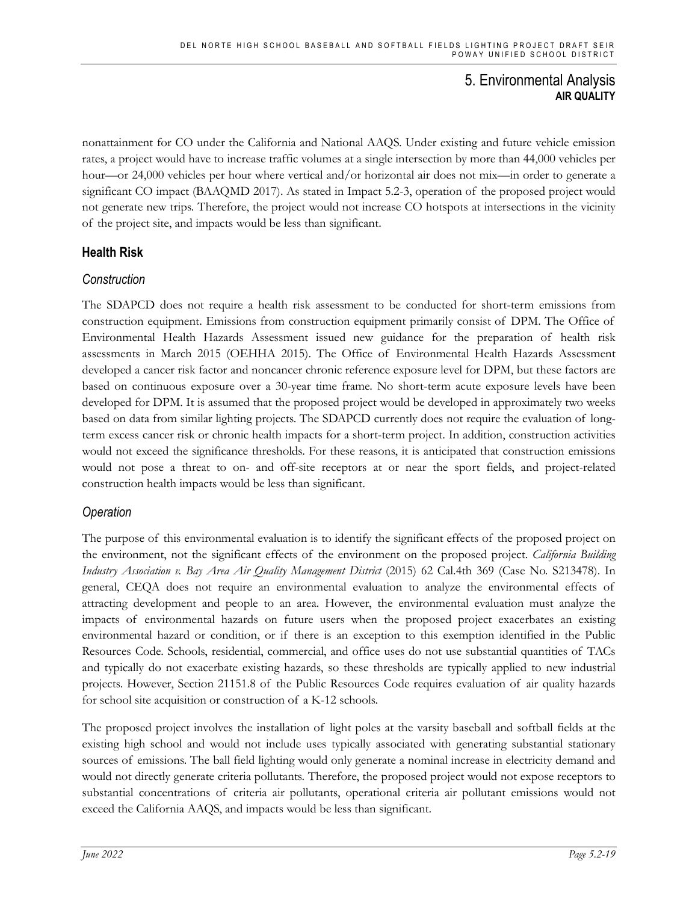nonattainment for CO under the California and National AAQS. Under existing and future vehicle emission rates, a project would have to increase traffic volumes at a single intersection by more than 44,000 vehicles per hour—or 24,000 vehicles per hour where vertical and/or horizontal air does not mix—in order to generate a significant CO impact (BAAQMD 2017). As stated in Impact 5.2-3, operation of the proposed project would not generate new trips. Therefore, the project would not increase CO hotspots at intersections in the vicinity of the project site, and impacts would be less than significant.

### Health Risk

#### *Construction*

The SDAPCD does not require a health risk assessment to be conducted for short-term emissions from construction equipment. Emissions from construction equipment primarily consist of DPM. The Office of Environmental Health Hazards Assessment issued new guidance for the preparation of health risk assessments in March 2015 (OEHHA 2015). The Office of Environmental Health Hazards Assessment developed a cancer risk factor and noncancer chronic reference exposure level for DPM, but these factors are based on continuous exposure over a 30-year time frame. No short-term acute exposure levels have been developed for DPM. It is assumed that the proposed project would be developed in approximately two weeks based on data from similar lighting projects. The SDAPCD currently does not require the evaluation of long-term excess cancer risk or chronic health impacts for a short-term project. In addition, construction activities would not exceed the significance thresholds. For these reasons, it is anticipated that construction emissions would not pose a threat to on- and off-site receptors at or near the sport fields, and project-related construction health impacts would be less than significant.

#### *Operation*

The purpose of this environmental evaluation is to identify the significant effects of the proposed project on the environment, not the significant effects of the environment on the proposed project. *California Building Industry Association v. Bay Area Air Quality Management District* (2015) 62 Cal.4th 369 (Case No. S213478). In general, CEQA does not require an environmental evaluation to analyze the environmental effects of attracting development and people to an area. However, the environmental evaluation must analyze the impacts of environmental hazards on future users when the proposed project exacerbates an existing environmental hazard or condition, or if there is an exception to this exemption identified in the Public Resources Code. Schools, residential, commercial, and office uses do not use substantial quantities of TACs and typically do not exacerbate existing hazards, so these thresholds are typically applied to new industrial projects. However, Section 21151.8 of the Public Resources Code requires evaluation of air quality hazards for school site acquisition or construction of a K-12 schools.

The proposed project involves the installation of light poles at the varsity baseball and softball fields at the existing high school and would not include uses typically associated with generating substantial stationary sources of emissions. The ball field lighting would only generate a nominal increase in electricity demand and would not directly generate criteria pollutants. Therefore, the proposed project would not expose receptors to substantial concentrations of criteria air pollutants, operational criteria air pollutant emissions would not exceed the California AAQS, and impacts would be less than significant.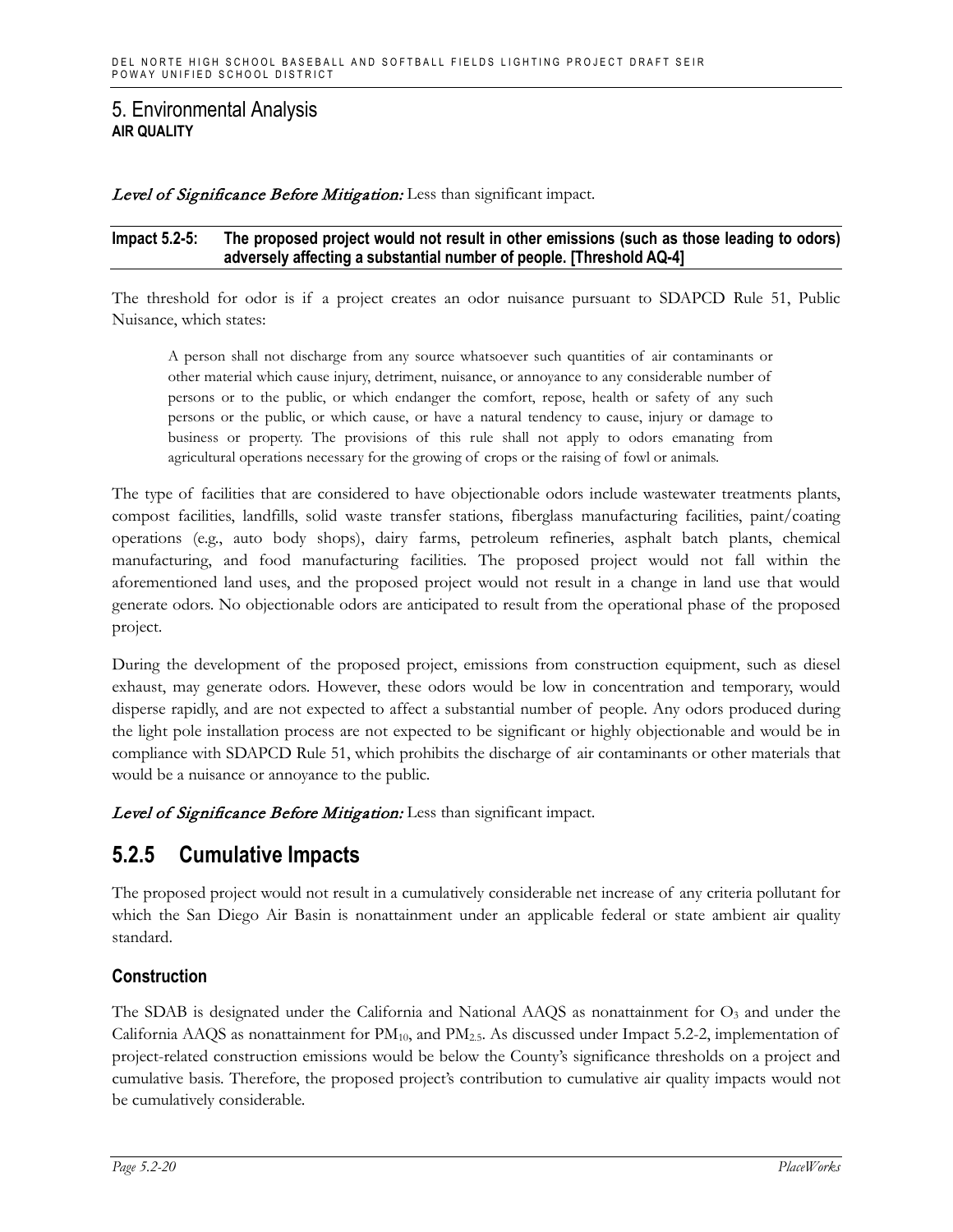*Level of Significance Before Mitigation:* Less than significant impact.

**Impact 5.2-5: The proposed project would not result in other emissions (such as those leading to odors) adversely affecting a substantial number of people. [Threshold AQ-4]**

The threshold for odor is if a project creates an odor nuisance pursuant to SDAPCD Rule 51, Public Nuisance, which states:

> A person shall not discharge from any source whatsoever such quantities of air contaminants or other material which cause injury, detriment, nuisance, or annoyance to any considerable number of persons or to the public, or which endanger the comfort, repose, health or safety of any such persons or the public, or which cause, or have a natural tendency to cause, injury or damage to business or property. The provisions of this rule shall not apply to odors emanating from agricultural operations necessary for the growing of crops or the raising of fowl or animals.

The type of facilities that are considered to have objectionable odors include wastewater treatments plants, compost facilities, landfills, solid waste transfer stations, fiberglass manufacturing facilities, paint/coating operations (e.g., auto body shops), dairy farms, petroleum refineries, asphalt batch plants, chemical manufacturing, and food manufacturing facilities. The proposed project would not fall within the aforementioned land uses, and the proposed project would not result in a change in land use that would generate odors. No objectionable odors are anticipated to result from the operational phase of the proposed project.

During the development of the proposed project, emissions from construction equipment, such as diesel exhaust, may generate odors. However, these odors would be low in concentration and temporary, would disperse rapidly, and are not expected to affect a substantial number of people. Any odors produced during the light pole installation process are not expected to be significant or highly objectionable and would be in compliance with SDAPCD Rule 51, which prohibits the discharge of air contaminants or other materials that would be a nuisance or annoyance to the public.

*Level of Significance Before Mitigation:* Less than significant impact.

## 5.2.5 Cumulative Impacts

The proposed project would not result in a cumulatively considerable net increase of any criteria pollutant for which the San Diego Air Basin is nonattainment under an applicable federal or state ambient air quality standard.

### Construction

The SDAB is designated under the California and National AAQS as nonattainment for $O_3$ and under the California AAQS as nonattainment for $PM_{10}$, and $PM_{2.5}$. As discussed under Impact 5.2-2, implementation of project-related construction emissions would be below the County's significance thresholds on a project and cumulative basis. Therefore, the proposed project's contribution to cumulative air quality impacts would not be cumulatively considerable.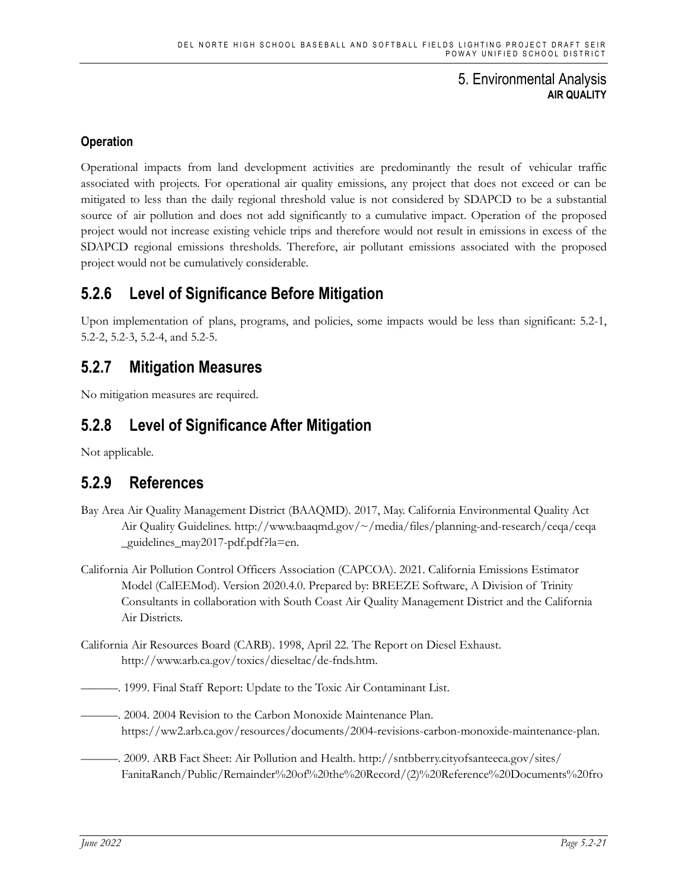### Operation

Operational impacts from land development activities are predominantly the result of vehicular traffic associated with projects. For operational air quality emissions, any project that does not exceed or can be mitigated to less than the daily regional threshold value is not considered by SDAPCD to be a substantial source of air pollution and does not add significantly to a cumulative impact. Operation of the proposed project would not increase existing vehicle trips and therefore would not result in emissions in excess of the SDAPCD regional emissions thresholds. Therefore, air pollutant emissions associated with the proposed project would not be cumulatively considerable.

## 5.2.6 Level of Significance Before Mitigation

Upon implementation of plans, programs, and policies, some impacts would be less than significant: 5.2-1, 5.2-2, 5.2-3, 5.2-4, and 5.2-5.

## 5.2.7 Mitigation Measures

No mitigation measures are required.

## 5.2.8 Level of Significance After Mitigation

Not applicable.

## 5.2.9 References

Bay Area Air Quality Management District (BAAQMD). 2017, May. California Environmental Quality Act Air Quality Guidelines. http://www.baaqmd.gov/~/media/files/planning-and-research/ceqa/ceqa_guidelines_may2017-pdf.pdf?la=en.

California Air Pollution Control Officers Association (CAPCOA). 2021. California Emissions Estimator Model (CalEEMod). Version 2020.4.0. Prepared by: BREEZE Software, A Division of Trinity Consultants in collaboration with South Coast Air Quality Management District and the California Air Districts.

California Air Resources Board (CARB). 1998, April 22. The Report on Diesel Exhaust. http://www.arb.ca.gov/toxics/dieseltac/de-fnds.htm.

———. 1999. Final Staff Report: Update to the Toxic Air Contaminant List.

———. 2004. 2004 Revision to the Carbon Monoxide Maintenance Plan. https://ww2.arb.ca.gov/resources/documents/2004-revisions-carbon-monoxide-maintenance-plan.

———. 2009. ARB Fact Sheet: Air Pollution and Health. http://sntbberry.cityofsanteeca.gov/sites/FanitaRanch/Public/Remainder%20of%20the%20Record/(2)%20Reference%20Documents%20fro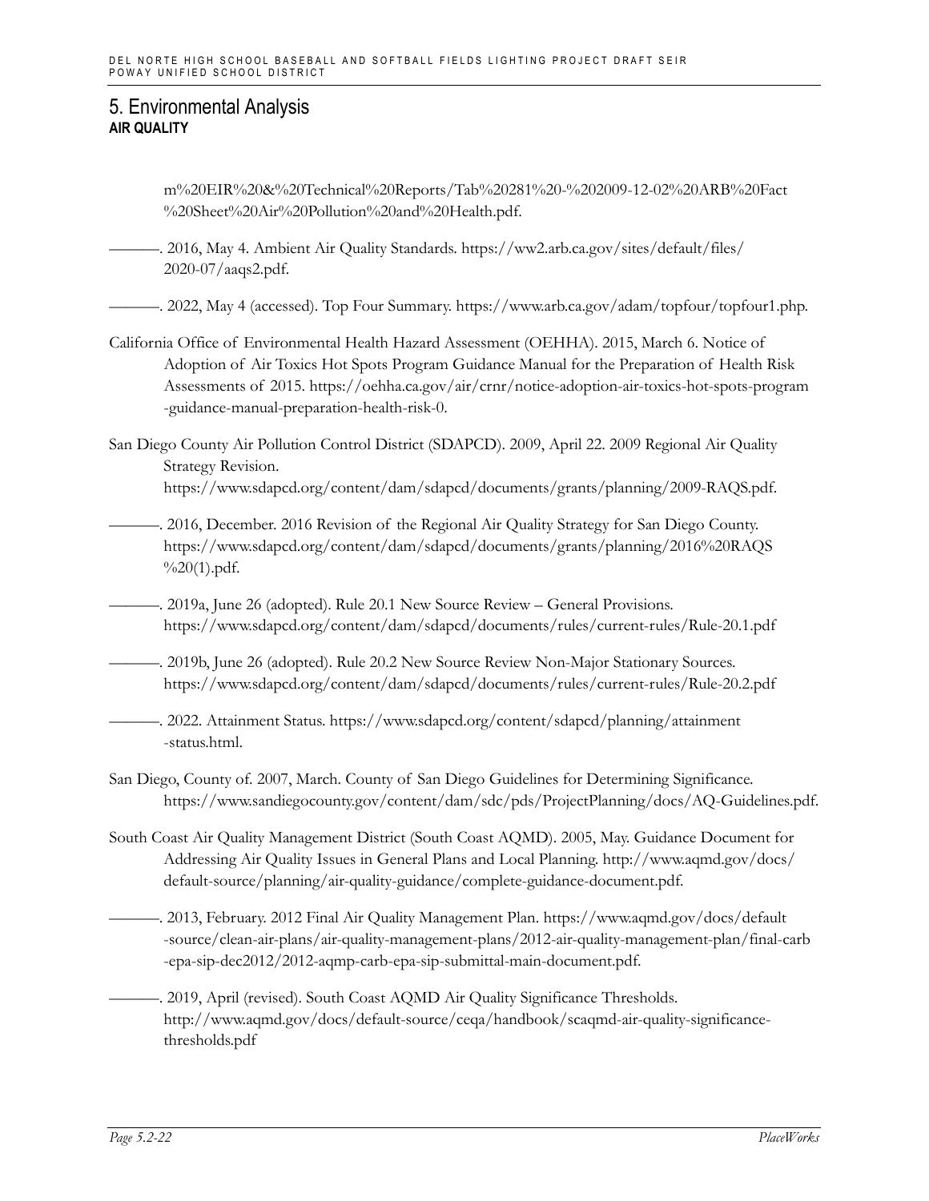# 5. Environmental Analysis

**AIR QUALITY**

m%20EIR%20&%20Technical%20Reports/Tab%20281%20-%202009-12-02%20ARB%20Fact%20Sheet%20Air%20Pollution%20and%20Health.pdf.

———. 2016, May 4. Ambient Air Quality Standards. https://ww2.arb.ca.gov/sites/default/files/2020-07/aaqs2.pdf.

———. 2022, May 4 (accessed). Top Four Summary. https://www.arb.ca.gov/adam/topfour/topfour1.php.

California Office of Environmental Health Hazard Assessment (OEHHA). 2015, March 6. Notice of Adoption of Air Toxics Hot Spots Program Guidance Manual for the Preparation of Health Risk Assessments of 2015. https://oehha.ca.gov/air/crnr/notice-adoption-air-toxics-hot-spots-program-guidance-manual-preparation-health-risk-0.

San Diego County Air Pollution Control District (SDAPCD). 2009, April 22. 2009 Regional Air Quality Strategy Revision. https://www.sdapcd.org/content/dam/sdapcd/documents/grants/planning/2009-RAQS.pdf.

———. 2016, December. 2016 Revision of the Regional Air Quality Strategy for San Diego County. https://www.sdapcd.org/content/dam/sdapcd/documents/grants/planning/2016%20RAQS%20(1).pdf.

———. 2019a, June 26 (adopted). Rule 20.1 New Source Review – General Provisions. https://www.sdapcd.org/content/dam/sdapcd/documents/rules/current-rules/Rule-20.1.pdf

———. 2019b, June 26 (adopted). Rule 20.2 New Source Review Non-Major Stationary Sources. https://www.sdapcd.org/content/dam/sdapcd/documents/rules/current-rules/Rule-20.2.pdf

———. 2022. Attainment Status. https://www.sdapcd.org/content/sdapcd/planning/attainment-status.html.

San Diego, County of. 2007, March. County of San Diego Guidelines for Determining Significance. https://www.sandiegocounty.gov/content/dam/sdc/pds/ProjectPlanning/docs/AQ-Guidelines.pdf.

South Coast Air Quality Management District (South Coast AQMD). 2005, May. Guidance Document for Addressing Air Quality Issues in General Plans and Local Planning. http://www.aqmd.gov/docs/default-source/planning/air-quality-guidance/complete-guidance-document.pdf.

———. 2013, February. 2012 Final Air Quality Management Plan. https://www.aqmd.gov/docs/default-source/clean-air-plans/air-quality-management-plans/2012-air-quality-management-plan/final-carb-epa-sip-dec2012/2012-aqmp-carb-epa-sip-submittal-main-document.pdf.

———. 2019, April (revised). South Coast AQMD Air Quality Significance Thresholds. http://www.aqmd.gov/docs/default-source/ceqa/handbook/scaqmd-air-quality-significance-thresholds.pdf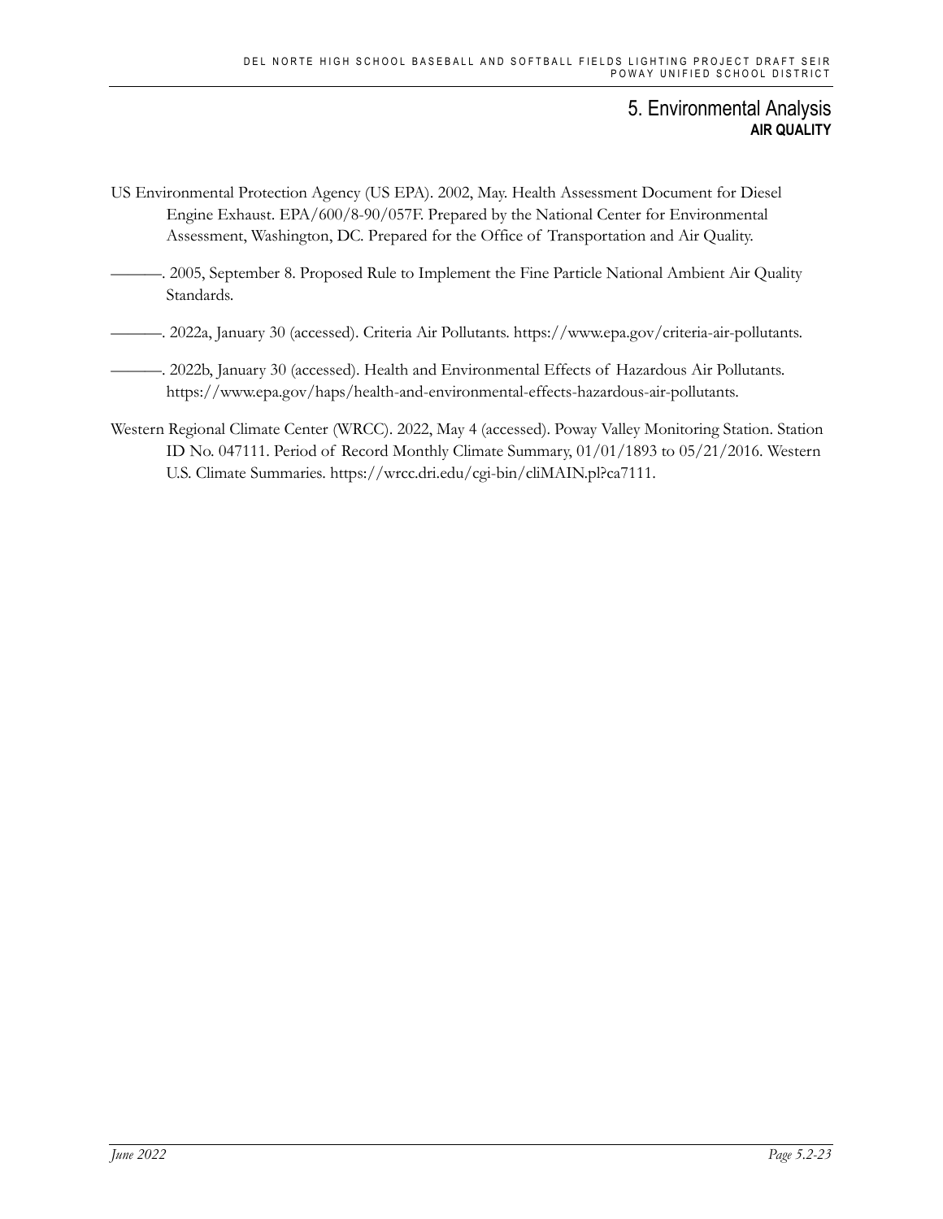US Environmental Protection Agency (US EPA). 2002, May. Health Assessment Document for Diesel Engine Exhaust. EPA/600/8-90/057F. Prepared by the National Center for Environmental Assessment, Washington, DC. Prepared for the Office of Transportation and Air Quality.

———. 2005, September 8. Proposed Rule to Implement the Fine Particle National Ambient Air Quality Standards.

———. 2022a, January 30 (accessed). Criteria Air Pollutants. https://www.epa.gov/criteria-air-pollutants.

———. 2022b, January 30 (accessed). Health and Environmental Effects of Hazardous Air Pollutants. https://www.epa.gov/haps/health-and-environmental-effects-hazardous-air-pollutants.

Western Regional Climate Center (WRCC). 2022, May 4 (accessed). Poway Valley Monitoring Station. Station ID No. 047111. Period of Record Monthly Climate Summary, 01/01/1893 to 05/21/2016. Western U.S. Climate Summaries. https://wrcc.dri.edu/cgi-bin/cliMAIN.pl?ca7111.